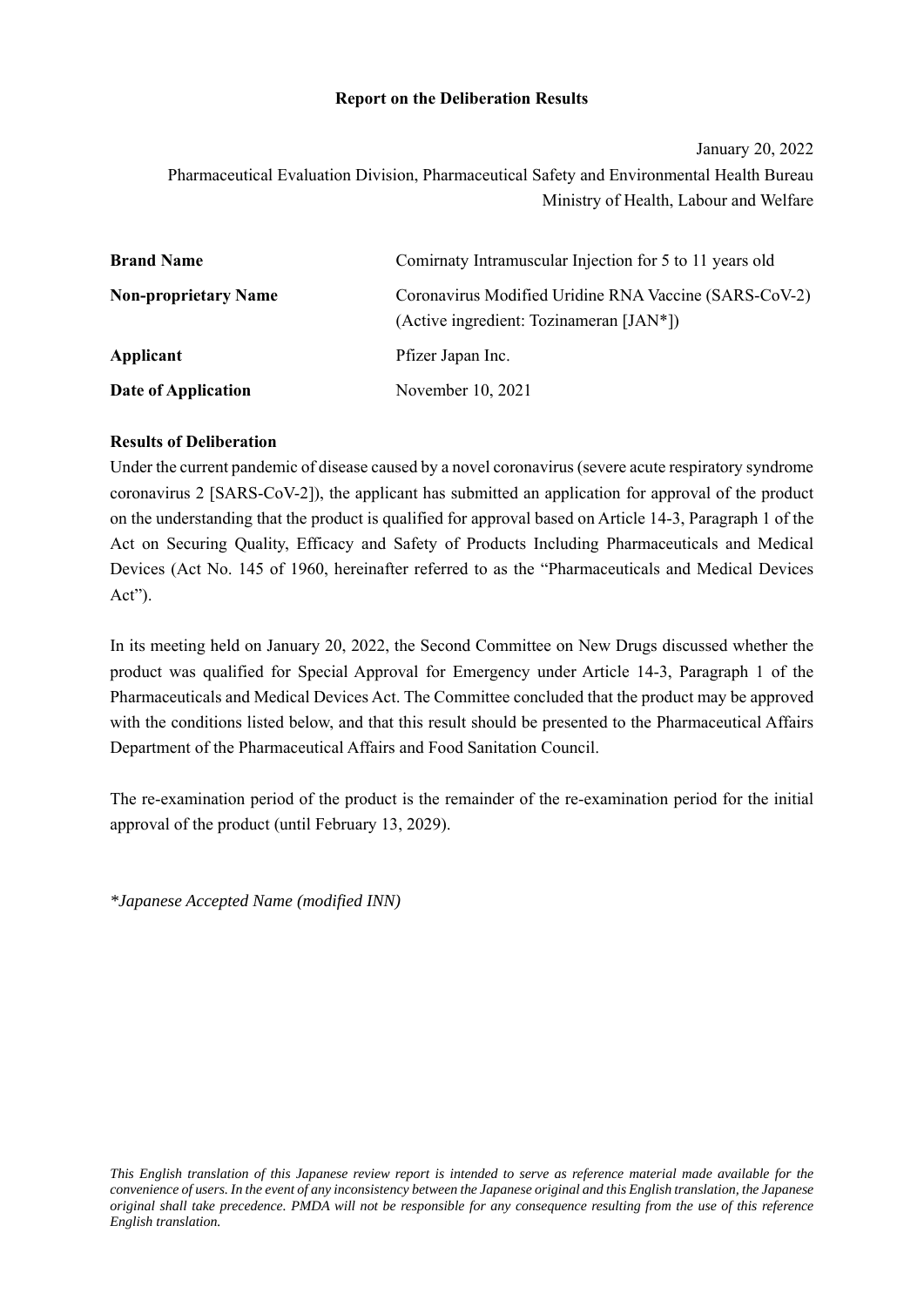**Report on the Deliberation Results**

January 20, 2022

Pharmaceutical Evaluation Division, Pharmaceutical Safety and Environmental Health Bureau

Ministry of Health, Labour and Welfare

| | |
|---|---|
| **Brand Name** | Comirnaty Intramuscular Injection for 5 to 11 years old |
| **Non-proprietary Name** | Coronavirus Modified Uridine RNA Vaccine (SARS-CoV-2) (Active ingredient: Tozinameran [JAN*]) |
| **Applicant** | Pfizer Japan Inc. |
| **Date of Application** | November 10, 2021 |

**Results of Deliberation**

Under the current pandemic of disease caused by a novel coronavirus (severe acute respiratory syndrome coronavirus 2 [SARS-CoV-2]), the applicant has submitted an application for approval of the product on the understanding that the product is qualified for approval based on Article 14-3, Paragraph 1 of the Act on Securing Quality, Efficacy and Safety of Products Including Pharmaceuticals and Medical Devices (Act No. 145 of 1960, hereinafter referred to as the "Pharmaceuticals and Medical Devices Act").

In its meeting held on January 20, 2022, the Second Committee on New Drugs discussed whether the product was qualified for Special Approval for Emergency under Article 14-3, Paragraph 1 of the Pharmaceuticals and Medical Devices Act. The Committee concluded that the product may be approved with the conditions listed below, and that this result should be presented to the Pharmaceutical Affairs Department of the Pharmaceutical Affairs and Food Sanitation Council.

The re-examination period of the product is the remainder of the re-examination period for the initial approval of the product (until February 13, 2029).

**Japanese Accepted Name (modified INN)*

*This English translation of this Japanese review report is intended to serve as reference material made available for the convenience of users. In the event of any inconsistency between the Japanese original and this English translation, the Japanese original shall take precedence. PMDA will not be responsible for any consequence resulting from the use of this reference English translation.*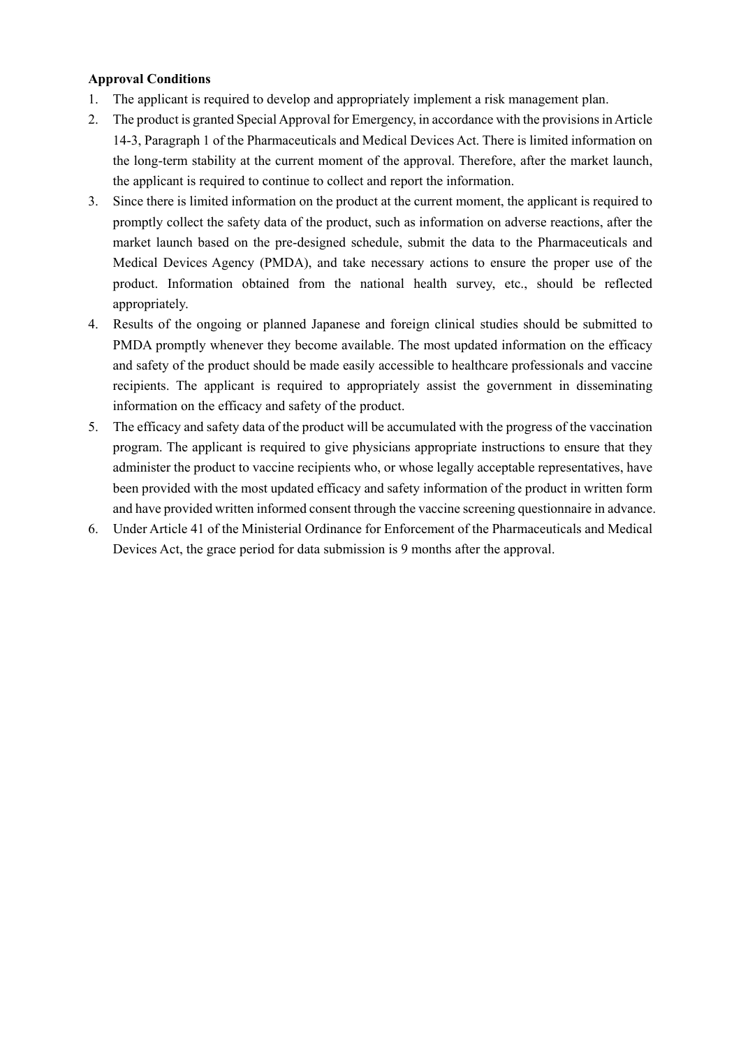**Approval Conditions**

1. The applicant is required to develop and appropriately implement a risk management plan.
2. The product is granted Special Approval for Emergency, in accordance with the provisions in Article 14-3, Paragraph 1 of the Pharmaceuticals and Medical Devices Act. There is limited information on the long-term stability at the current moment of the approval. Therefore, after the market launch, the applicant is required to continue to collect and report the information.
3. Since there is limited information on the product at the current moment, the applicant is required to promptly collect the safety data of the product, such as information on adverse reactions, after the market launch based on the pre-designed schedule, submit the data to the Pharmaceuticals and Medical Devices Agency (PMDA), and take necessary actions to ensure the proper use of the product. Information obtained from the national health survey, etc., should be reflected appropriately.
4. Results of the ongoing or planned Japanese and foreign clinical studies should be submitted to PMDA promptly whenever they become available. The most updated information on the efficacy and safety of the product should be made easily accessible to healthcare professionals and vaccine recipients. The applicant is required to appropriately assist the government in disseminating information on the efficacy and safety of the product.
5. The efficacy and safety data of the product will be accumulated with the progress of the vaccination program. The applicant is required to give physicians appropriate instructions to ensure that they administer the product to vaccine recipients who, or whose legally acceptable representatives, have been provided with the most updated efficacy and safety information of the product in written form and have provided written informed consent through the vaccine screening questionnaire in advance.
6. Under Article 41 of the Ministerial Ordinance for Enforcement of the Pharmaceuticals and Medical Devices Act, the grace period for data submission is 9 months after the approval.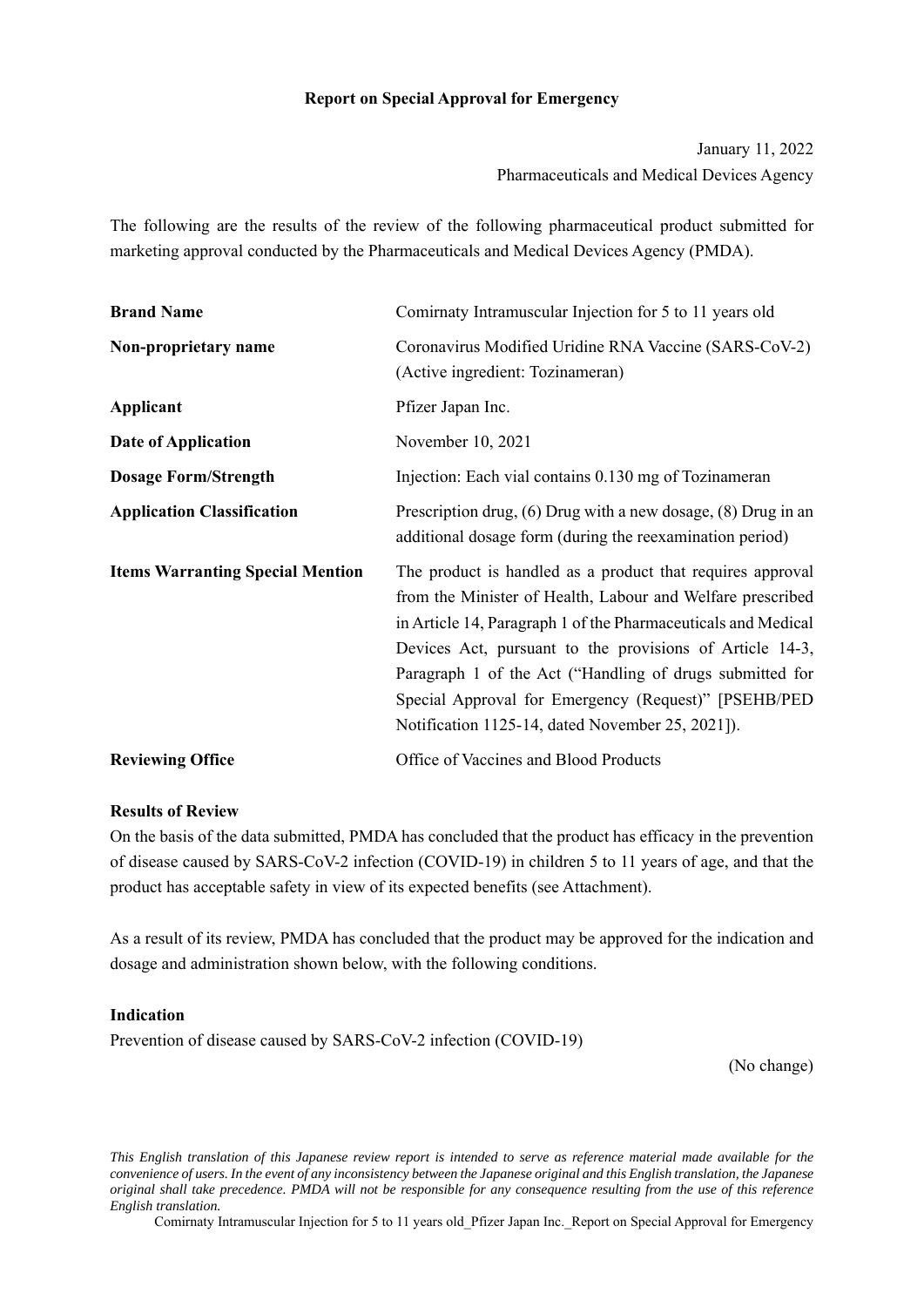**Report on Special Approval for Emergency**

January 11, 2022
Pharmaceuticals and Medical Devices Agency

The following are the results of the review of the following pharmaceutical product submitted for marketing approval conducted by the Pharmaceuticals and Medical Devices Agency (PMDA).

| | |
|---|---|
| **Brand Name** | Comirnaty Intramuscular Injection for 5 to 11 years old |
| **Non-proprietary name** | Coronavirus Modified Uridine RNA Vaccine (SARS-CoV-2) (Active ingredient: Tozinameran) |
| **Applicant** | Pfizer Japan Inc. |
| **Date of Application** | November 10, 2021 |
| **Dosage Form/Strength** | Injection: Each vial contains 0.130 mg of Tozinameran |
| **Application Classification** | Prescription drug, (6) Drug with a new dosage, (8) Drug in an additional dosage form (during the reexamination period) |
| **Items Warranting Special Mention** | The product is handled as a product that requires approval from the Minister of Health, Labour and Welfare prescribed in Article 14, Paragraph 1 of the Pharmaceuticals and Medical Devices Act, pursuant to the provisions of Article 14-3, Paragraph 1 of the Act ("Handling of drugs submitted for Special Approval for Emergency (Request)" [PSEHB/PED Notification 1125-14, dated November 25, 2021]). |
| **Reviewing Office** | Office of Vaccines and Blood Products |

**Results of Review**

On the basis of the data submitted, PMDA has concluded that the product has efficacy in the prevention of disease caused by SARS-CoV-2 infection (COVID-19) in children 5 to 11 years of age, and that the product has acceptable safety in view of its expected benefits (see Attachment).

As a result of its review, PMDA has concluded that the product may be approved for the indication and dosage and administration shown below, with the following conditions.

**Indication**

Prevention of disease caused by SARS-CoV-2 infection (COVID-19)

(No change)

*This English translation of this Japanese review report is intended to serve as reference material made available for the convenience of users. In the event of any inconsistency between the Japanese original and this English translation, the Japanese original shall take precedence. PMDA will not be responsible for any consequence resulting from the use of this reference English translation.*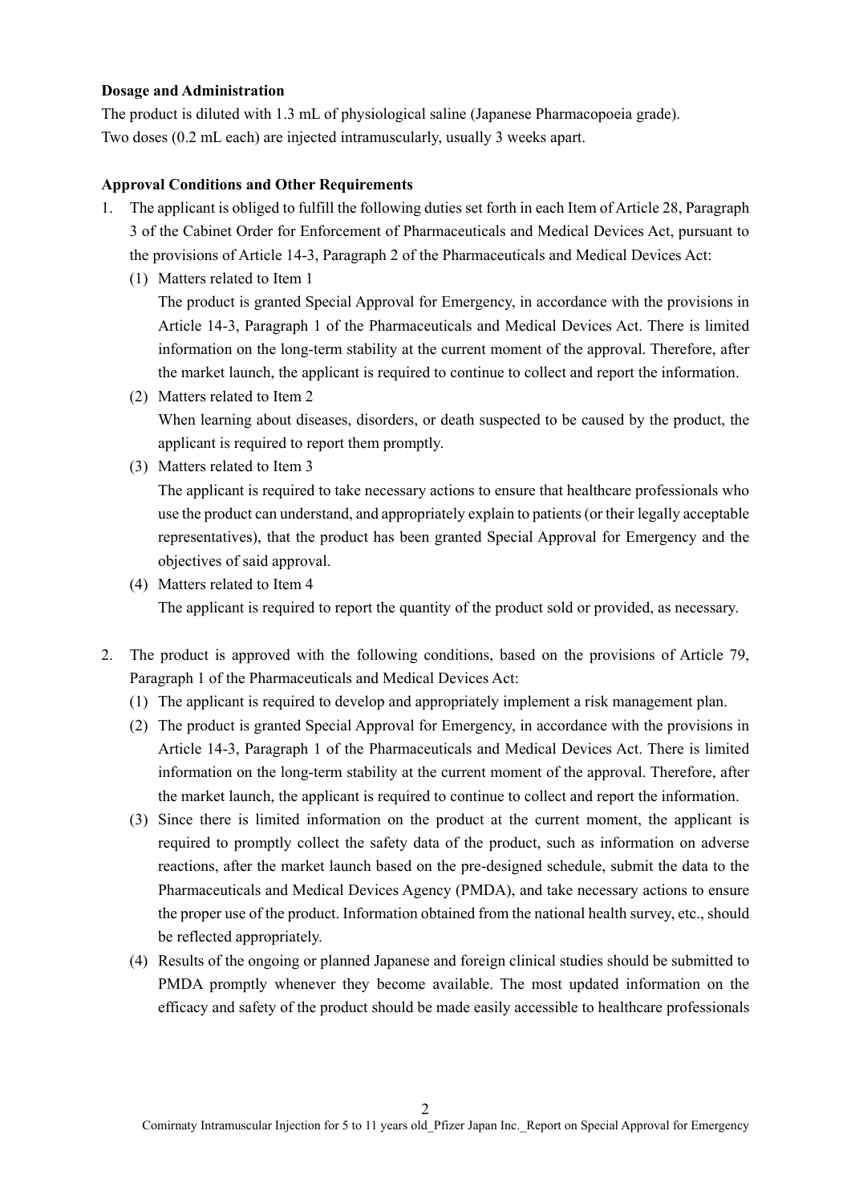**Dosage and Administration**

The product is diluted with 1.3 mL of physiological saline (Japanese Pharmacopoeia grade).
Two doses (0.2 mL each) are injected intramuscularly, usually 3 weeks apart.

**Approval Conditions and Other Requirements**

1. The applicant is obliged to fulfill the following duties set forth in each Item of Article 28, Paragraph 3 of the Cabinet Order for Enforcement of Pharmaceuticals and Medical Devices Act, pursuant to the provisions of Article 14-3, Paragraph 2 of the Pharmaceuticals and Medical Devices Act:
   (1) Matters related to Item 1
   The product is granted Special Approval for Emergency, in accordance with the provisions in Article 14-3, Paragraph 1 of the Pharmaceuticals and Medical Devices Act. There is limited information on the long-term stability at the current moment of the approval. Therefore, after the market launch, the applicant is required to continue to collect and report the information.
   (2) Matters related to Item 2
   When learning about diseases, disorders, or death suspected to be caused by the product, the applicant is required to report them promptly.
   (3) Matters related to Item 3
   The applicant is required to take necessary actions to ensure that healthcare professionals who use the product can understand, and appropriately explain to patients (or their legally acceptable representatives), that the product has been granted Special Approval for Emergency and the objectives of said approval.
   (4) Matters related to Item 4
   The applicant is required to report the quantity of the product sold or provided, as necessary.

2. The product is approved with the following conditions, based on the provisions of Article 79, Paragraph 1 of the Pharmaceuticals and Medical Devices Act:
   (1) The applicant is required to develop and appropriately implement a risk management plan.
   (2) The product is granted Special Approval for Emergency, in accordance with the provisions in Article 14-3, Paragraph 1 of the Pharmaceuticals and Medical Devices Act. There is limited information on the long-term stability at the current moment of the approval. Therefore, after the market launch, the applicant is required to continue to collect and report the information.
   (3) Since there is limited information on the product at the current moment, the applicant is required to promptly collect the safety data of the product, such as information on adverse reactions, after the market launch based on the pre-designed schedule, submit the data to the Pharmaceuticals and Medical Devices Agency (PMDA), and take necessary actions to ensure the proper use of the product. Information obtained from the national health survey, etc., should be reflected appropriately.
   (4) Results of the ongoing or planned Japanese and foreign clinical studies should be submitted to PMDA promptly whenever they become available. The most updated information on the efficacy and safety of the product should be made easily accessible to healthcare professionals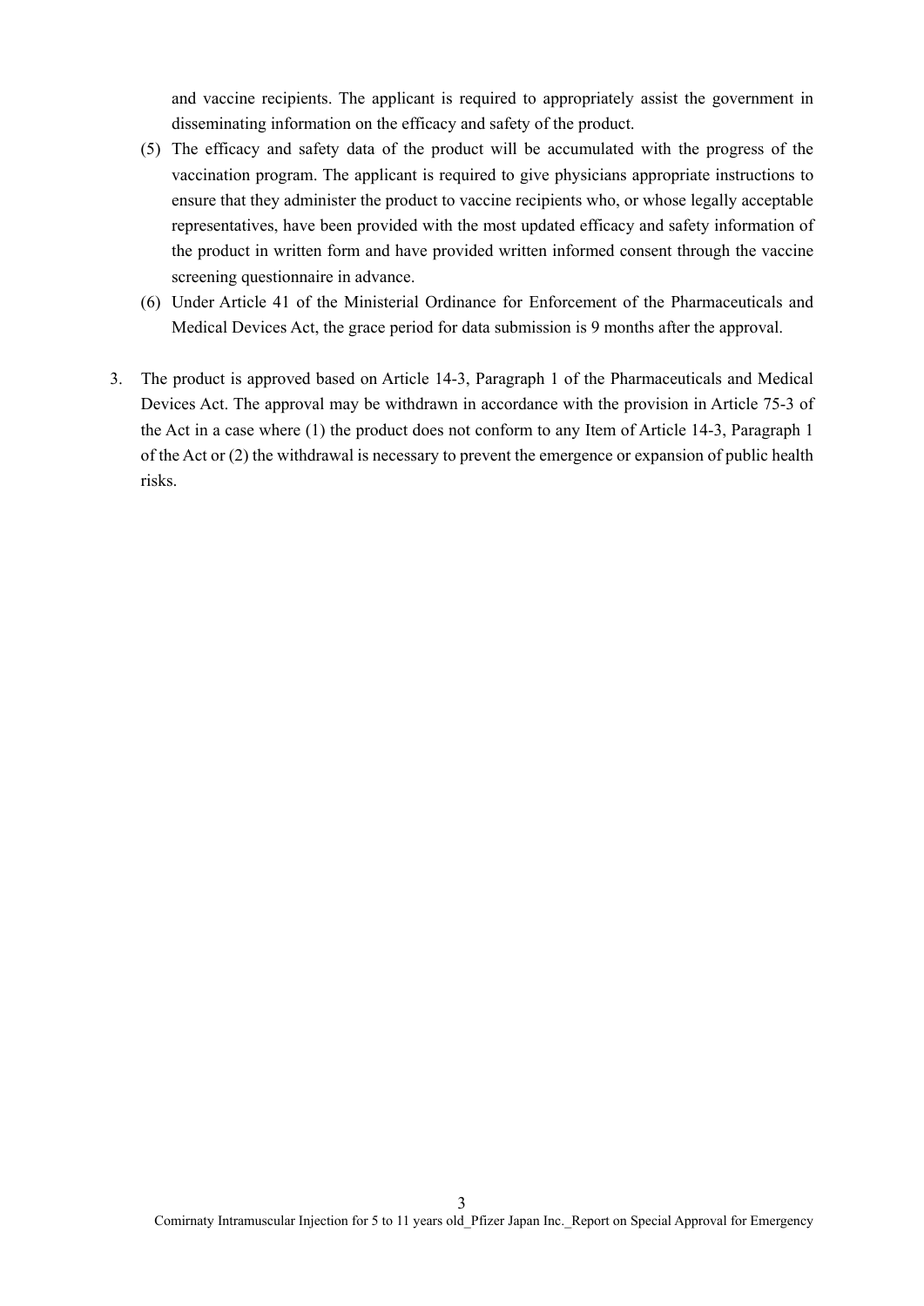and vaccine recipients. The applicant is required to appropriately assist the government in disseminating information on the efficacy and safety of the product.

(5) The efficacy and safety data of the product will be accumulated with the progress of the vaccination program. The applicant is required to give physicians appropriate instructions to ensure that they administer the product to vaccine recipients who, or whose legally acceptable representatives, have been provided with the most updated efficacy and safety information of the product in written form and have provided written informed consent through the vaccine screening questionnaire in advance.

(6) Under Article 41 of the Ministerial Ordinance for Enforcement of the Pharmaceuticals and Medical Devices Act, the grace period for data submission is 9 months after the approval.

3. The product is approved based on Article 14-3, Paragraph 1 of the Pharmaceuticals and Medical Devices Act. The approval may be withdrawn in accordance with the provision in Article 75-3 of the Act in a case where (1) the product does not conform to any Item of Article 14-3, Paragraph 1 of the Act or (2) the withdrawal is necessary to prevent the emergence or expansion of public health risks.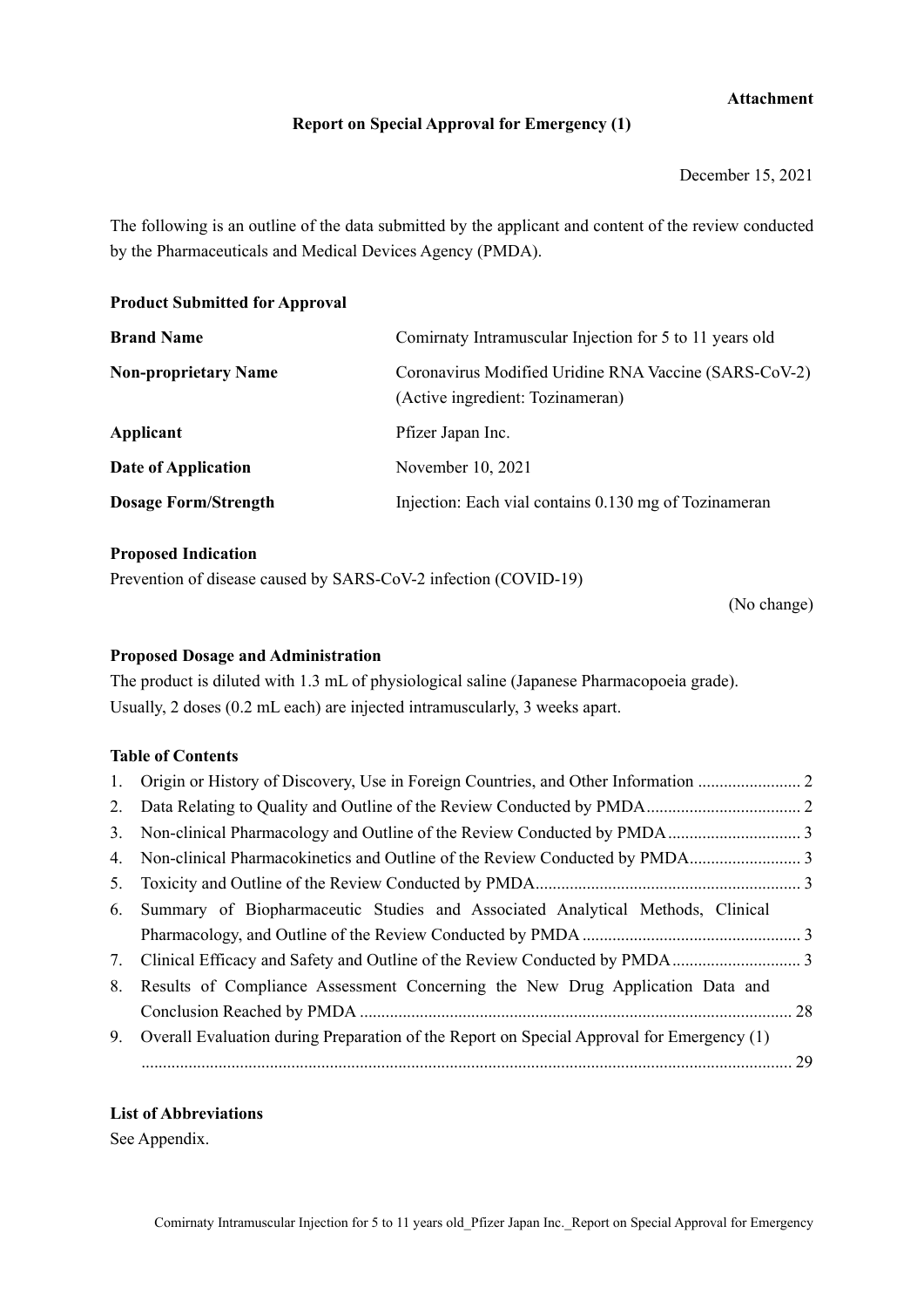**Attachment**

**Report on Special Approval for Emergency (1)**

December 15, 2021

The following is an outline of the data submitted by the applicant and content of the review conducted by the Pharmaceuticals and Medical Devices Agency (PMDA).

**Product Submitted for Approval**

| | |
|---|---|
| **Brand Name** | Comirnaty Intramuscular Injection for 5 to 11 years old |
| **Non-proprietary Name** | Coronavirus Modified Uridine RNA Vaccine (SARS-CoV-2) (Active ingredient: Tozinameran) |
| **Applicant** | Pfizer Japan Inc. |
| **Date of Application** | November 10, 2021 |
| **Dosage Form/Strength** | Injection: Each vial contains 0.130 mg of Tozinameran |

**Proposed Indication**

Prevention of disease caused by SARS-CoV-2 infection (COVID-19)

(No change)

**Proposed Dosage and Administration**

The product is diluted with 1.3 mL of physiological saline (Japanese Pharmacopoeia grade).
Usually, 2 doses (0.2 mL each) are injected intramuscularly, 3 weeks apart.

**Table of Contents**

1. Origin or History of Discovery, Use in Foreign Countries, and Other Information ........................ 2
2. Data Relating to Quality and Outline of the Review Conducted by PMDA.................................... 2
3. Non-clinical Pharmacology and Outline of the Review Conducted by PMDA ............................... 3
4. Non-clinical Pharmacokinetics and Outline of the Review Conducted by PMDA.......................... 3
5. Toxicity and Outline of the Review Conducted by PMDA............................................................. 3
6. Summary of Biopharmaceutic Studies and Associated Analytical Methods, Clinical Pharmacology, and Outline of the Review Conducted by PMDA .................................................. 3
7. Clinical Efficacy and Safety and Outline of the Review Conducted by PMDA .............................. 3
8. Results of Compliance Assessment Concerning the New Drug Application Data and Conclusion Reached by PMDA .................................................................................................... 28
9. Overall Evaluation during Preparation of the Report on Special Approval for Emergency (1) ...................................................................................................................................................... 29

**List of Abbreviations**

See Appendix.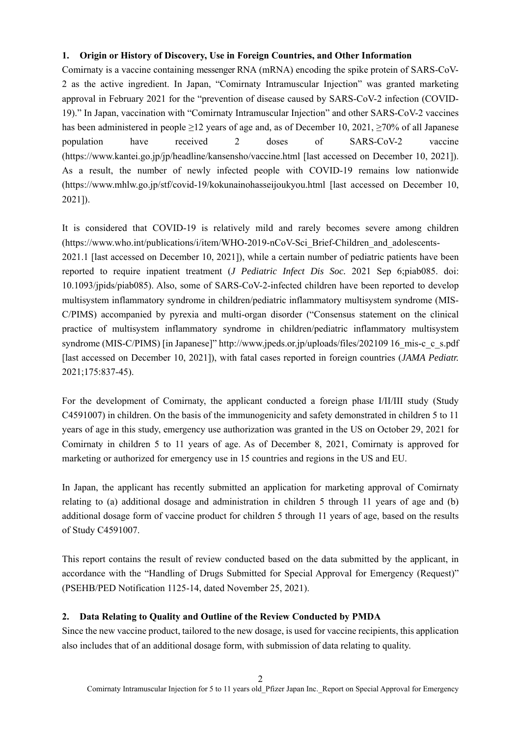## 1. Origin or History of Discovery, Use in Foreign Countries, and Other Information

Comirnaty is a vaccine containing messenger RNA (mRNA) encoding the spike protein of SARS-CoV-2 as the active ingredient. In Japan, "Comirnaty Intramuscular Injection" was granted marketing approval in February 2021 for the "prevention of disease caused by SARS-CoV-2 infection (COVID-19)." In Japan, vaccination with "Comirnaty Intramuscular Injection" and other SARS-CoV-2 vaccines has been administered in people ≥12 years of age and, as of December 10, 2021, ≥70% of all Japanese population have received 2 doses of SARS-CoV-2 vaccine (https://www.kantei.go.jp/jp/headline/kansensho/vaccine.html [last accessed on December 10, 2021]). As a result, the number of newly infected people with COVID-19 remains low nationwide (https://www.mhlw.go.jp/stf/covid-19/kokunainohasseijoukyou.html [last accessed on December 10, 2021]).

It is considered that COVID-19 is relatively mild and rarely becomes severe among children (https://www.who.int/publications/i/item/WHO-2019-nCoV-Sci_Brief-Children_and_adolescents-2021.1 [last accessed on December 10, 2021]), while a certain number of pediatric patients have been reported to require inpatient treatment (*J Pediatric Infect Dis Soc.* 2021 Sep 6;piab085. doi: 10.1093/jpids/piab085). Also, some of SARS-CoV-2-infected children have been reported to develop multisystem inflammatory syndrome in children/pediatric inflammatory multisystem syndrome (MIS-C/PIMS) accompanied by pyrexia and multi-organ disorder ("Consensus statement on the clinical practice of multisystem inflammatory syndrome in children/pediatric inflammatory multisystem syndrome (MIS-C/PIMS) [in Japanese]" http://www.jpeds.or.jp/uploads/files/202109 16_mis-c_c_s.pdf [last accessed on December 10, 2021]), with fatal cases reported in foreign countries (*JAMA Pediatr.* 2021;175:837-45).

For the development of Comirnaty, the applicant conducted a foreign phase I/II/III study (Study C4591007) in children. On the basis of the immunogenicity and safety demonstrated in children 5 to 11 years of age in this study, emergency use authorization was granted in the US on October 29, 2021 for Comirnaty in children 5 to 11 years of age. As of December 8, 2021, Comirnaty is approved for marketing or authorized for emergency use in 15 countries and regions in the US and EU.

In Japan, the applicant has recently submitted an application for marketing approval of Comirnaty relating to (a) additional dosage and administration in children 5 through 11 years of age and (b) additional dosage form of vaccine product for children 5 through 11 years of age, based on the results of Study C4591007.

This report contains the result of review conducted based on the data submitted by the applicant, in accordance with the "Handling of Drugs Submitted for Special Approval for Emergency (Request)" (PSEHB/PED Notification 1125-14, dated November 25, 2021).

## 2. Data Relating to Quality and Outline of the Review Conducted by PMDA

Since the new vaccine product, tailored to the new dosage, is used for vaccine recipients, this application also includes that of an additional dosage form, with submission of data relating to quality.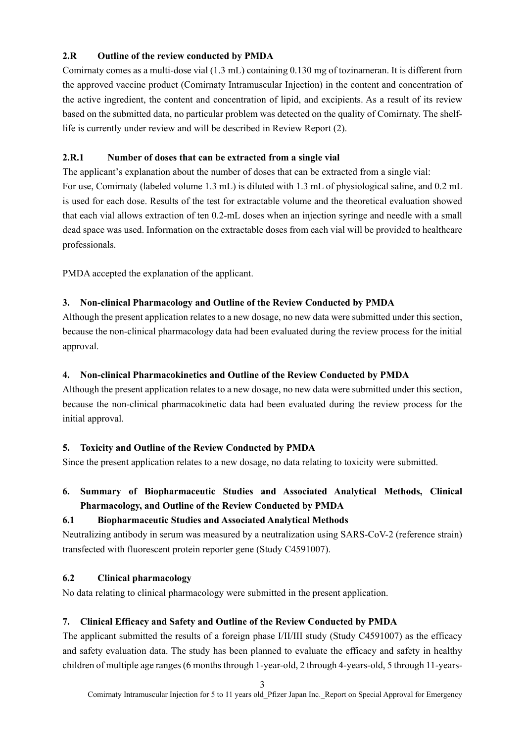### 2.R Outline of the review conducted by PMDA

Comirnaty comes as a multi-dose vial (1.3 mL) containing 0.130 mg of tozinameran. It is different from the approved vaccine product (Comirnaty Intramuscular Injection) in the content and concentration of the active ingredient, the content and concentration of lipid, and excipients. As a result of its review based on the submitted data, no particular problem was detected on the quality of Comirnaty. The shelf-life is currently under review and will be described in Review Report (2).

#### 2.R.1 Number of doses that can be extracted from a single vial

The applicant's explanation about the number of doses that can be extracted from a single vial:
For use, Comirnaty (labeled volume 1.3 mL) is diluted with 1.3 mL of physiological saline, and 0.2 mL is used for each dose. Results of the test for extractable volume and the theoretical evaluation showed that each vial allows extraction of ten 0.2-mL doses when an injection syringe and needle with a small dead space was used. Information on the extractable doses from each vial will be provided to healthcare professionals.

PMDA accepted the explanation of the applicant.

## 3. Non-clinical Pharmacology and Outline of the Review Conducted by PMDA

Although the present application relates to a new dosage, no new data were submitted under this section, because the non-clinical pharmacology data had been evaluated during the review process for the initial approval.

## 4. Non-clinical Pharmacokinetics and Outline of the Review Conducted by PMDA

Although the present application relates to a new dosage, no new data were submitted under this section, because the non-clinical pharmacokinetic data had been evaluated during the review process for the initial approval.

## 5. Toxicity and Outline of the Review Conducted by PMDA

Since the present application relates to a new dosage, no data relating to toxicity were submitted.

## 6. Summary of Biopharmaceutic Studies and Associated Analytical Methods, Clinical Pharmacology, and Outline of the Review Conducted by PMDA

### 6.1 Biopharmaceutic Studies and Associated Analytical Methods

Neutralizing antibody in serum was measured by a neutralization using SARS-CoV-2 (reference strain) transfected with fluorescent protein reporter gene (Study C4591007).

### 6.2 Clinical pharmacology

No data relating to clinical pharmacology were submitted in the present application.

## 7. Clinical Efficacy and Safety and Outline of the Review Conducted by PMDA

The applicant submitted the results of a foreign phase I/II/III study (Study C4591007) as the efficacy and safety evaluation data. The study has been planned to evaluate the efficacy and safety in healthy children of multiple age ranges (6 months through 1-year-old, 2 through 4-years-old, 5 through 11-years-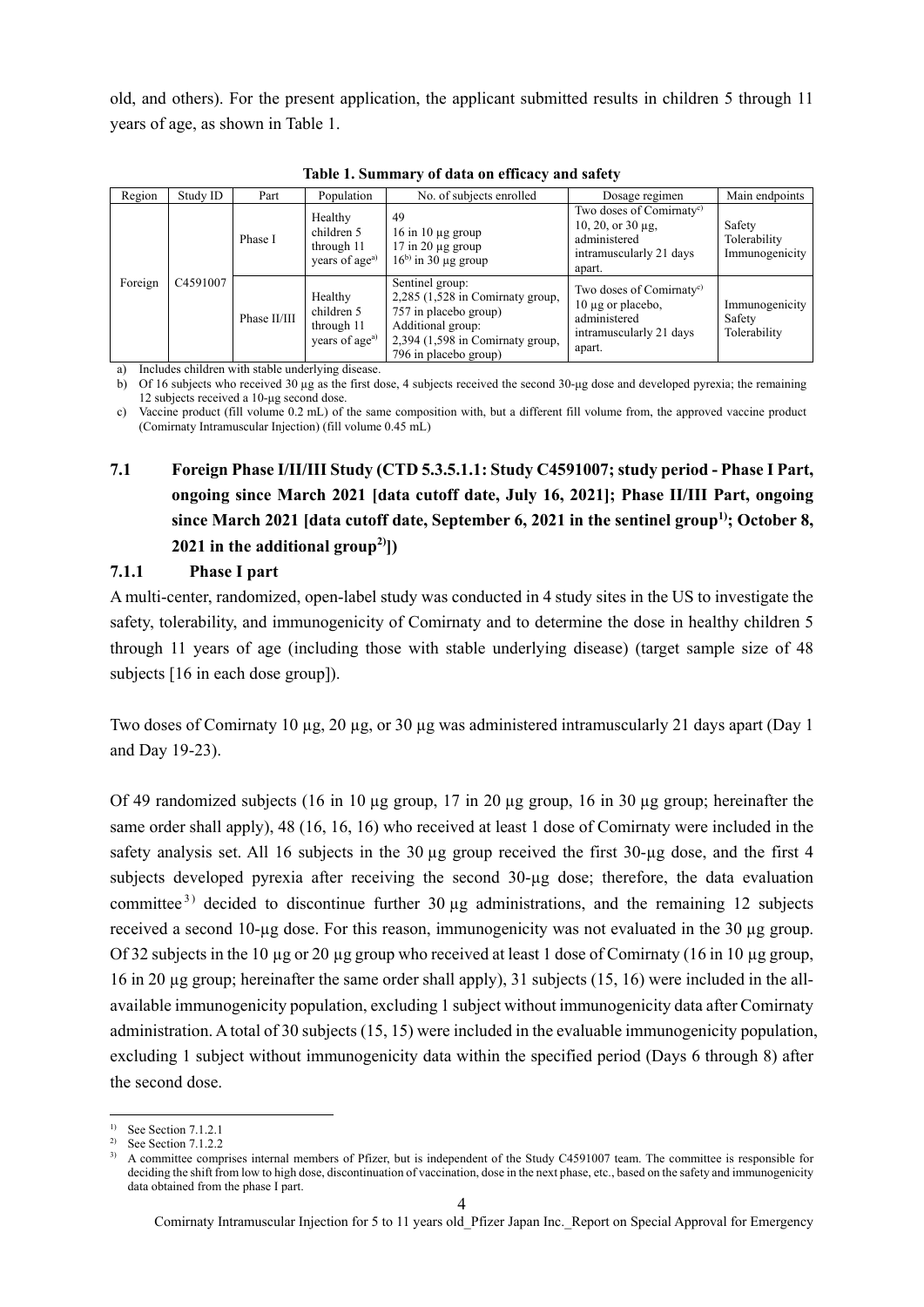old, and others). For the present application, the applicant submitted results in children 5 through 11 years of age, as shown in Table 1.

**Table 1. Summary of data on efficacy and safety**

| Region | Study ID | Part | Population | No. of subjects enrolled | Dosage regimen | Main endpoints |
|---|---|---|---|---|---|---|
| Foreign | C4591007 | Phase I | Healthy children 5 through 11 years of age[a)] | 49<br>16 in 10 μg group<br>17 in 20 μg group<br>16[b)] in 30 μg group | Two doses of Comirnaty[c)] 10, 20, or 30 μg, administered intramuscularly 21 days apart. | Safety<br>Tolerability<br>Immunogenicity |
| | | Phase II/III | Healthy children 5 through 11 years of age[a)] | Sentinel group:<br>2,285 (1,528 in Comirnaty group, 757 in placebo group)<br>Additional group:<br>2,394 (1,598 in Comirnaty group, 796 in placebo group) | Two doses of Comirnaty[c)] 10 μg or placebo, administered intramuscularly 21 days apart. | Immunogenicity<br>Safety<br>Tolerability |

a) Includes children with stable underlying disease.
b) Of 16 subjects who received 30 μg as the first dose, 4 subjects received the second 30-μg dose and developed pyrexia; the remaining 12 subjects received a 10-μg second dose.
c) Vaccine product (fill volume 0.2 mL) of the same composition with, but a different fill volume from, the approved vaccine product (Comirnaty Intramuscular Injection) (fill volume 0.45 mL)

### 7.1 Foreign Phase I/II/III Study (CTD 5.3.5.1.1: Study C4591007; study period - Phase I Part, ongoing since March 2021 [data cutoff date, July 16, 2021]; Phase II/III Part, ongoing since March 2021 [data cutoff date, September 6, 2021 in the sentinel group[1)]; October 8, 2021 in the additional group[2)]])

#### 7.1.1 Phase I part

A multi-center, randomized, open-label study was conducted in 4 study sites in the US to investigate the safety, tolerability, and immunogenicity of Comirnaty and to determine the dose in healthy children 5 through 11 years of age (including those with stable underlying disease) (target sample size of 48 subjects [16 in each dose group]).

Two doses of Comirnaty 10 μg, 20 μg, or 30 μg was administered intramuscularly 21 days apart (Day 1 and Day 19-23).

Of 49 randomized subjects (16 in 10 μg group, 17 in 20 μg group, 16 in 30 μg group; hereinafter the same order shall apply), 48 (16, 16, 16) who received at least 1 dose of Comirnaty were included in the safety analysis set. All 16 subjects in the 30 μg group received the first 30-μg dose, and the first 4 subjects developed pyrexia after receiving the second 30-μg dose; therefore, the data evaluation committee[3)] decided to discontinue further 30 μg administrations, and the remaining 12 subjects received a second 10-μg dose. For this reason, immunogenicity was not evaluated in the 30 μg group. Of 32 subjects in the 10 μg or 20 μg group who received at least 1 dose of Comirnaty (16 in 10 μg group, 16 in 20 μg group; hereinafter the same order shall apply), 31 subjects (15, 16) were included in the all-available immunogenicity population, excluding 1 subject without immunogenicity data after Comirnaty administration. A total of 30 subjects (15, 15) were included in the evaluable immunogenicity population, excluding 1 subject without immunogenicity data within the specified period (Days 6 through 8) after the second dose.

1) See Section 7.1.2.1
2) See Section 7.1.2.2
3) A committee comprises internal members of Pfizer, but is independent of the Study C4591007 team. The committee is responsible for deciding the shift from low to high dose, discontinuation of vaccination, dose in the next phase, etc., based on the safety and immunogenicity data obtained from the phase I part.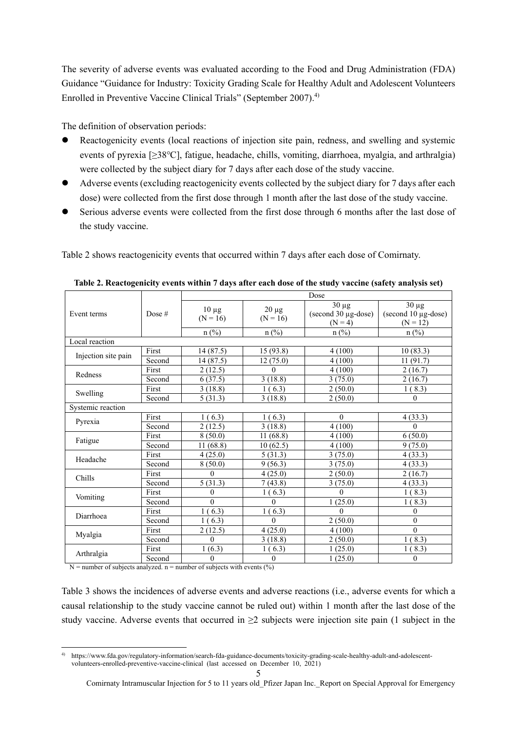The severity of adverse events was evaluated according to the Food and Drug Administration (FDA) Guidance "Guidance for Industry: Toxicity Grading Scale for Healthy Adult and Adolescent Volunteers Enrolled in Preventive Vaccine Clinical Trials" (September 2007).[4)]

The definition of observation periods:

- Reactogenicity events (local reactions of injection site pain, redness, and swelling and systemic events of pyrexia [≥38°C], fatigue, headache, chills, vomiting, diarrhoea, myalgia, and arthralgia) were collected by the subject diary for 7 days after each dose of the study vaccine.
- Adverse events (excluding reactogenicity events collected by the subject diary for 7 days after each dose) were collected from the first dose through 1 month after the last dose of the study vaccine.
- Serious adverse events were collected from the first dose through 6 months after the last dose of the study vaccine.

Table 2 shows reactogenicity events that occurred within 7 days after each dose of Comirnaty.

**Table 2. Reactogenicity events within 7 days after each dose of the study vaccine (safety analysis set)**

| Event terms | Dose # | Dose | | | |
|---|---|---|---|---|---|
| | | 10 µg (N = 16) | 20 µg (N = 16) | 30 µg (second 30 µg-dose) (N = 4) | 30 µg (second 10 µg-dose) (N = 12) |
| | | n (%) | n (%) | n (%) | n (%) |
| Local reaction | | | | | |
| Injection site pain | First | 14 (87.5) | 15 (93.8) | 4 (100) | 10 (83.3) |
| | Second | 14 (87.5) | 12 (75.0) | 4 (100) | 11 (91.7) |
| Redness | First | 2 (12.5) | 0 | 4 (100) | 2 (16.7) |
| | Second | 6 (37.5) | 3 (18.8) | 3 (75.0) | 2 (16.7) |
| Swelling | First | 3 (18.8) | 1 ( 6.3) | 2 (50.0) | 1 ( 8.3) |
| | Second | 5 (31.3) | 3 (18.8) | 2 (50.0) | 0 |
| Systemic reaction | | | | | |
| Pyrexia | First | 1 ( 6.3) | 1 ( 6.3) | 0 | 4 (33.3) |
| | Second | 2 (12.5) | 3 (18.8) | 4 (100) | 0 |
| Fatigue | First | 8 (50.0) | 11 (68.8) | 4 (100) | 6 (50.0) |
| | Second | 11 (68.8) | 10 (62.5) | 4 (100) | 9 (75.0) |
| Headache | First | 4 (25.0) | 5 (31.3) | 3 (75.0) | 4 (33.3) |
| | Second | 8 (50.0) | 9 (56.3) | 3 (75.0) | 4 (33.3) |
| Chills | First | 0 | 4 (25.0) | 2 (50.0) | 2 (16.7) |
| | Second | 5 (31.3) | 7 (43.8) | 3 (75.0) | 4 (33.3) |
| Vomiting | First | 0 | 1 ( 6.3) | 0 | 1 ( 8.3) |
| | Second | 0 | 0 | 1 (25.0) | 1 ( 8.3) |
| Diarrhoea | First | 1 ( 6.3) | 1 ( 6.3) | 0 | 0 |
| | Second | 1 ( 6.3) | 0 | 2 (50.0) | 0 |
| Myalgia | First | 2 (12.5) | 4 (25.0) | 4 (100) | 0 |
| | Second | 0 | 3 (18.8) | 2 (50.0) | 1 ( 8.3) |
| Arthralgia | First | 1 (6.3) | 1 ( 6.3) | 1 (25.0) | 1 ( 8.3) |
| | Second | 0 | 0 | 1 (25.0) | 0 |

N = number of subjects analyzed. n = number of subjects with events (%)

Table 3 shows the incidences of adverse events and adverse reactions (i.e., adverse events for which a causal relationship to the study vaccine cannot be ruled out) within 1 month after the last dose of the study vaccine. Adverse events that occurred in ≥2 subjects were injection site pain (1 subject in the

4) https://www.fda.gov/regulatory-information/search-fda-guidance-documents/toxicity-grading-scale-healthy-adult-and-adolescent-volunteers-enrolled-preventive-vaccine-clinical (last accessed on December 10, 2021)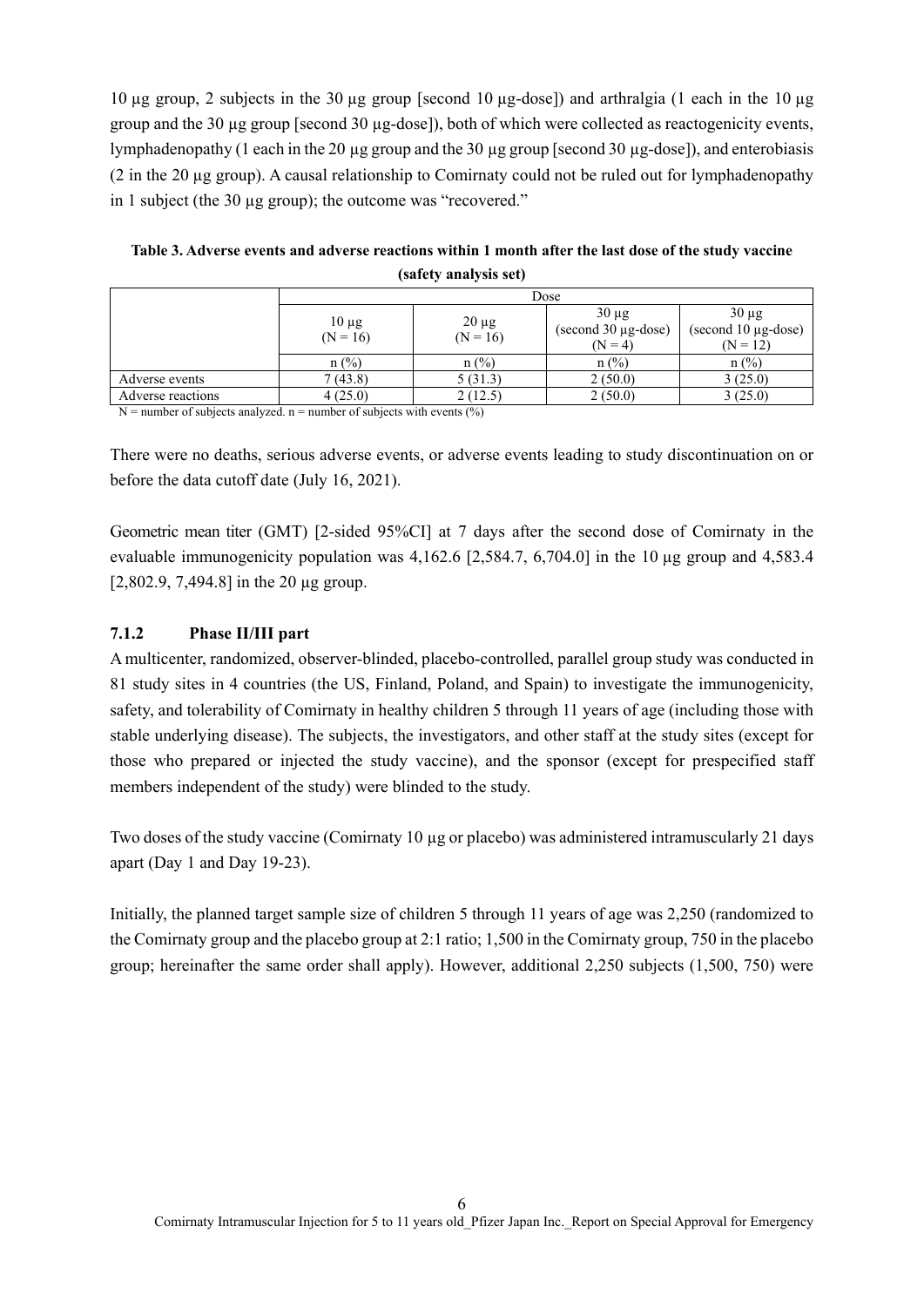10 µg group, 2 subjects in the 30 µg group [second 10 µg-dose]) and arthralgia (1 each in the 10 µg group and the 30 µg group [second 30 µg-dose]), both of which were collected as reactogenicity events, lymphadenopathy (1 each in the 20 µg group and the 30 µg group [second 30 µg-dose]), and enterobiasis (2 in the 20 µg group). A causal relationship to Comirnaty could not be ruled out for lymphadenopathy in 1 subject (the 30 µg group); the outcome was "recovered."

**Table 3. Adverse events and adverse reactions within 1 month after the last dose of the study vaccine (safety analysis set)**

| | Dose | | | |
|---|---|---|---|---|
| | 10 µg (N = 16) | 20 µg (N = 16) | 30 µg (second 30 µg-dose) (N = 4) | 30 µg (second 10 µg-dose) (N = 12) |
| | n (%) | n (%) | n (%) | n (%) |
| Adverse events | 7 (43.8) | 5 (31.3) | 2 (50.0) | 3 (25.0) |
| Adverse reactions | 4 (25.0) | 2 (12.5) | 2 (50.0) | 3 (25.0) |

N = number of subjects analyzed. n = number of subjects with events (%)

There were no deaths, serious adverse events, or adverse events leading to study discontinuation on or before the data cutoff date (July 16, 2021).

Geometric mean titer (GMT) [2-sided 95%CI] at 7 days after the second dose of Comirnaty in the evaluable immunogenicity population was 4,162.6 [2,584.7, 6,704.0] in the 10 µg group and 4,583.4 [2,802.9, 7,494.8] in the 20 µg group.

### 7.1.2 Phase II/III part

A multicenter, randomized, observer-blinded, placebo-controlled, parallel group study was conducted in 81 study sites in 4 countries (the US, Finland, Poland, and Spain) to investigate the immunogenicity, safety, and tolerability of Comirnaty in healthy children 5 through 11 years of age (including those with stable underlying disease). The subjects, the investigators, and other staff at the study sites (except for those who prepared or injected the study vaccine), and the sponsor (except for prespecified staff members independent of the study) were blinded to the study.

Two doses of the study vaccine (Comirnaty 10 µg or placebo) was administered intramuscularly 21 days apart (Day 1 and Day 19-23).

Initially, the planned target sample size of children 5 through 11 years of age was 2,250 (randomized to the Comirnaty group and the placebo group at 2:1 ratio; 1,500 in the Comirnaty group, 750 in the placebo group; hereinafter the same order shall apply). However, additional 2,250 subjects (1,500, 750) were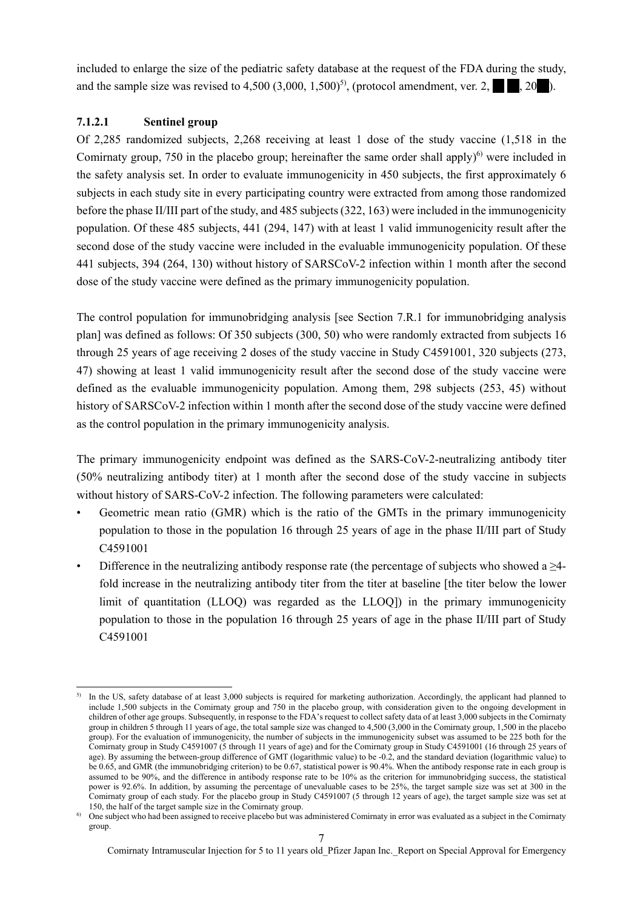included to enlarge the size of the pediatric safety database at the request of the FDA during the study, and the sample size was revised to 4,500 (3,000, 1,500)[5], (protocol amendment, ver. 2, ██ ██, 20██).

### 7.1.2.1 Sentinel group

Of 2,285 randomized subjects, 2,268 receiving at least 1 dose of the study vaccine (1,518 in the Comirnaty group, 750 in the placebo group; hereinafter the same order shall apply)[6] were included in the safety analysis set. In order to evaluate immunogenicity in 450 subjects, the first approximately 6 subjects in each study site in every participating country were extracted from among those randomized before the phase II/III part of the study, and 485 subjects (322, 163) were included in the immunogenicity population. Of these 485 subjects, 441 (294, 147) with at least 1 valid immunogenicity result after the second dose of the study vaccine were included in the evaluable immunogenicity population. Of these 441 subjects, 394 (264, 130) without history of SARSCoV-2 infection within 1 month after the second dose of the study vaccine were defined as the primary immunogenicity population.

The control population for immunobridging analysis [see Section 7.R.1 for immunobridging analysis plan] was defined as follows: Of 350 subjects (300, 50) who were randomly extracted from subjects 16 through 25 years of age receiving 2 doses of the study vaccine in Study C4591001, 320 subjects (273, 47) showing at least 1 valid immunogenicity result after the second dose of the study vaccine were defined as the evaluable immunogenicity population. Among them, 298 subjects (253, 45) without history of SARSCoV-2 infection within 1 month after the second dose of the study vaccine were defined as the control population in the primary immunogenicity analysis.

The primary immunogenicity endpoint was defined as the SARS-CoV-2-neutralizing antibody titer (50% neutralizing antibody titer) at 1 month after the second dose of the study vaccine in subjects without history of SARS-CoV-2 infection. The following parameters were calculated:

- Geometric mean ratio (GMR) which is the ratio of the GMTs in the primary immunogenicity population to those in the population 16 through 25 years of age in the phase II/III part of Study C4591001
- Difference in the neutralizing antibody response rate (the percentage of subjects who showed a ≥4-fold increase in the neutralizing antibody titer from the titer at baseline [the titer below the lower limit of quantitation (LLOQ) was regarded as the LLOQ]) in the primary immunogenicity population to those in the population 16 through 25 years of age in the phase II/III part of Study C4591001

---

[5] In the US, safety database of at least 3,000 subjects is required for marketing authorization. Accordingly, the applicant had planned to include 1,500 subjects in the Comirnaty group and 750 in the placebo group, with consideration given to the ongoing development in children of other age groups. Subsequently, in response to the FDA's request to collect safety data of at least 3,000 subjects in the Comirnaty group in children 5 through 11 years of age, the total sample size was changed to 4,500 (3,000 in the Comirnaty group, 1,500 in the placebo group). For the evaluation of immunogenicity, the number of subjects in the immunogenicity subset was assumed to be 225 both for the Comirnaty group in Study C4591007 (5 through 11 years of age) and for the Comirnaty group in Study C4591001 (16 through 25 years of age). By assuming the between-group difference of GMT (logarithmic value) to be -0.2, and the standard deviation (logarithmic value) to be 0.65, and GMR (the immunobridging criterion) to be 0.67, statistical power is 90.4%. When the antibody response rate in each group is assumed to be 90%, and the difference in antibody response rate to be 10% as the criterion for immunobridging success, the statistical power is 92.6%. In addition, by assuming the percentage of unevaluable cases to be 25%, the target sample size was set at 300 in the Comirnaty group of each study. For the placebo group in Study C4591007 (5 through 12 years of age), the target sample size was set at 150, the half of the target sample size in the Comirnaty group.

[6] One subject who had been assigned to receive placebo but was administered Comirnaty in error was evaluated as a subject in the Comirnaty group.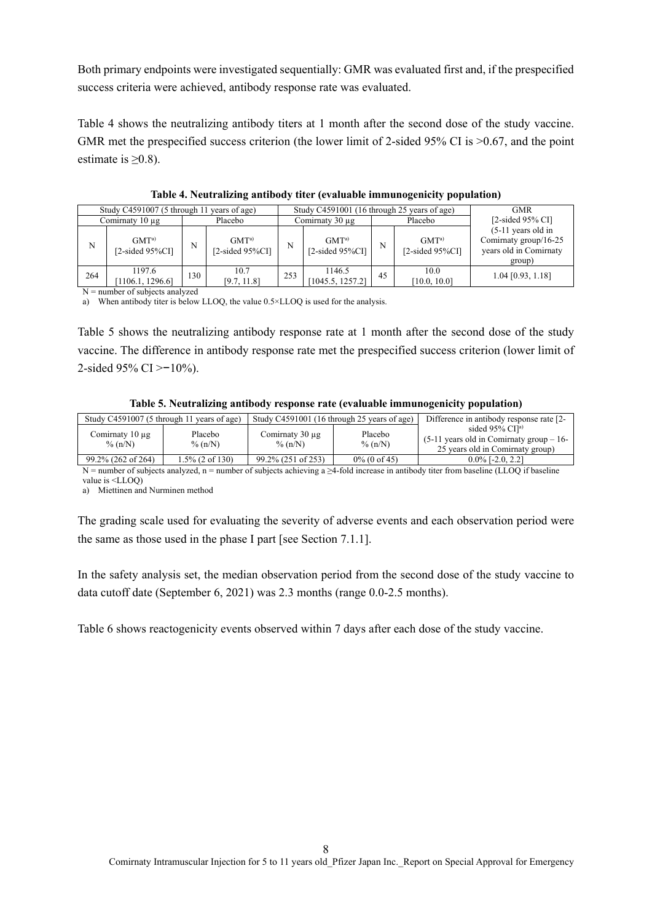Both primary endpoints were investigated sequentially: GMR was evaluated first and, if the prespecified success criteria were achieved, antibody response rate was evaluated.

Table 4 shows the neutralizing antibody titers at 1 month after the second dose of the study vaccine. GMR met the prespecified success criterion (the lower limit of 2-sided 95% CI is >0.67, and the point estimate is ≥0.8).

**Table 4. Neutralizing antibody titer (evaluable immunogenicity population)**

| Study C4591007 (5 through 11 years of age) | | | | Study C4591001 (16 through 25 years of age) | | | | GMR [2-sided 95% CI] |
|---|---|---|---|---|---|---|---|---|
| Comirnaty 10 µg | | Placebo | | Comirnaty 30 µg | | Placebo | | |
| N | GMT[a) ] [2-sided 95%CI] | N | GMT[a) ] [2-sided 95%CI] | N | GMT[a) ] [2-sided 95%CI] | N | GMT[a) ] [2-sided 95%CI] | (5-11 years old in Comirnaty group/16-25 years old in Comirnaty group) |
| 264 | 1197.6 [1106.1, 1296.6] | 130 | 10.7 [9.7, 11.8] | 253 | 1146.5 [1045.5, 1257.2] | 45 | 10.0 [10.0, 10.0] | 1.04 [0.93, 1.18] |

N = number of subjects analyzed

a) When antibody titer is below LLOQ, the value 0.5×LLOQ is used for the analysis.

Table 5 shows the neutralizing antibody response rate at 1 month after the second dose of the study vaccine. The difference in antibody response rate met the prespecified success criterion (lower limit of 2-sided 95% CI >−10%).

**Table 5. Neutralizing antibody response rate (evaluable immunogenicity population)**

| Study C4591007 (5 through 11 years of age) | | Study C4591001 (16 through 25 years of age) | | Difference in antibody response rate [2-sided 95% CI][a)] |
|---|---|---|---|---|
| Comirnaty 10 µg % (n/N) | Placebo % (n/N) | Comirnaty 30 µg % (n/N) | Placebo % (n/N) | (5-11 years old in Comirnaty group – 16-25 years old in Comirnaty group) |
| 99.2% (262 of 264) | 1.5% (2 of 130) | 99.2% (251 of 253) | 0% (0 of 45) | 0.0% [-2.0, 2.2] |

N = number of subjects analyzed, n = number of subjects achieving a ≥4-fold increase in antibody titer from baseline (LLOQ if baseline value is <LLOQ)

a) Miettinen and Nurminen method

The grading scale used for evaluating the severity of adverse events and each observation period were the same as those used in the phase I part [see Section 7.1.1].

In the safety analysis set, the median observation period from the second dose of the study vaccine to data cutoff date (September 6, 2021) was 2.3 months (range 0.0-2.5 months).

Table 6 shows reactogenicity events observed within 7 days after each dose of the study vaccine.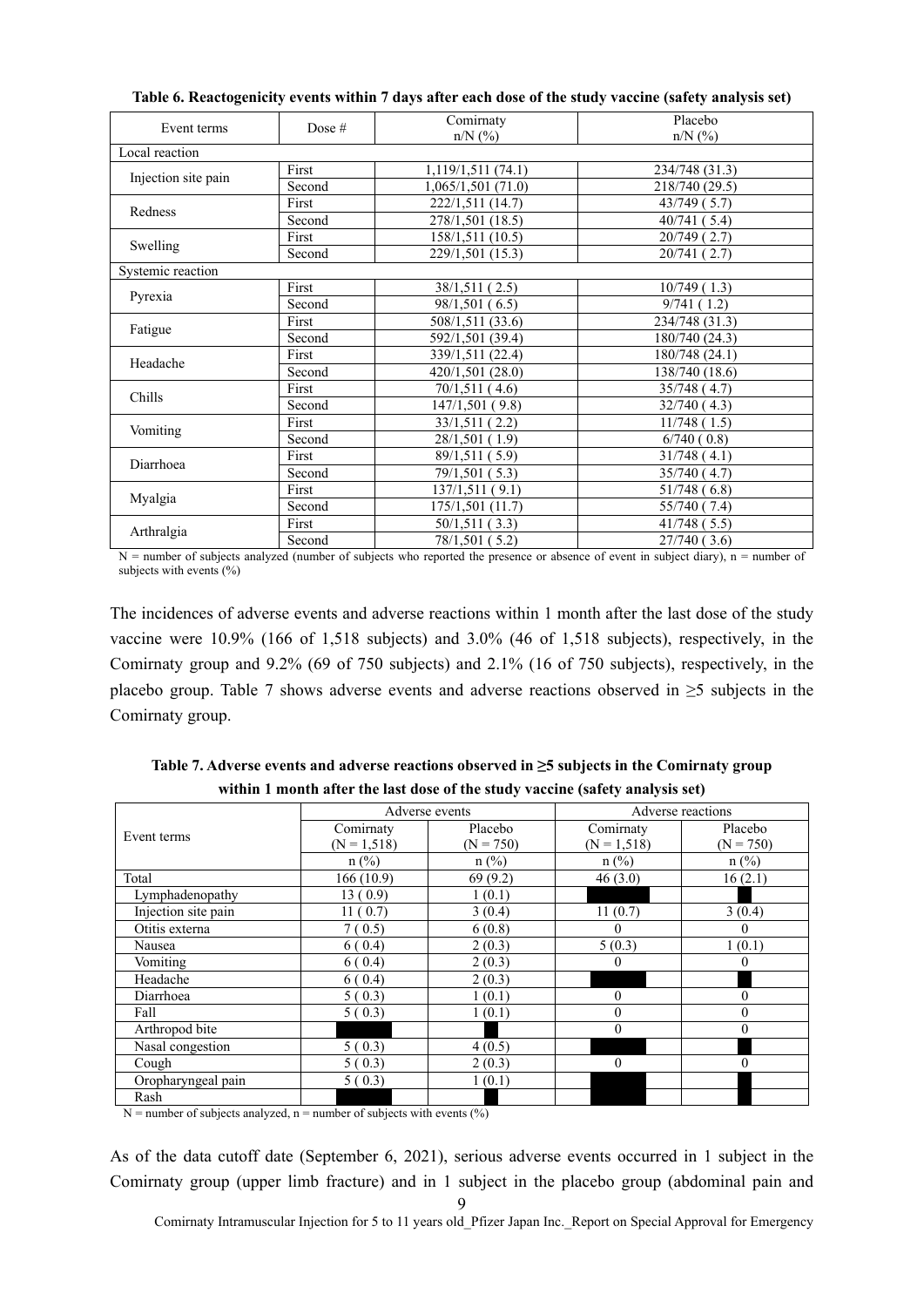**Table 6. Reactogenicity events within 7 days after each dose of the study vaccine (safety analysis set)**

| Event terms | Dose # | Comirnaty n/N (%) | Placebo n/N (%) |
|---|---|---|---|
| Local reaction | | | |
| Injection site pain | First | 1,119/1,511 (74.1) | 234/748 (31.3) |
| | Second | 1,065/1,501 (71.0) | 218/740 (29.5) |
| Redness | First | 222/1,511 (14.7) | 43/749 ( 5.7) |
| | Second | 278/1,501 (18.5) | 40/741 ( 5.4) |
| Swelling | First | 158/1,511 (10.5) | 20/749 ( 2.7) |
| | Second | 229/1,501 (15.3) | 20/741 ( 2.7) |
| Systemic reaction | | | |
| Pyrexia | First | 38/1,511 ( 2.5) | 10/749 ( 1.3) |
| | Second | 98/1,501 ( 6.5) | 9/741 ( 1.2) |
| Fatigue | First | 508/1,511 (33.6) | 234/748 (31.3) |
| | Second | 592/1,501 (39.4) | 180/740 (24.3) |
| Headache | First | 339/1,511 (22.4) | 180/748 (24.1) |
| | Second | 420/1,501 (28.0) | 138/740 (18.6) |
| Chills | First | 70/1,511 ( 4.6) | 35/748 ( 4.7) |
| | Second | 147/1,501 ( 9.8) | 32/740 ( 4.3) |
| Vomiting | First | 33/1,511 ( 2.2) | 11/748 ( 1.5) |
| | Second | 28/1,501 ( 1.9) | 6/740 ( 0.8) |
| Diarrhoea | First | 89/1,511 ( 5.9) | 31/748 ( 4.1) |
| | Second | 79/1,501 ( 5.3) | 35/740 ( 4.7) |
| Myalgia | First | 137/1,511 ( 9.1) | 51/748 ( 6.8) |
| | Second | 175/1,501 (11.7) | 55/740 ( 7.4) |
| Arthralgia | First | 50/1,511 ( 3.3) | 41/748 ( 5.5) |
| | Second | 78/1,501 ( 5.2) | 27/740 ( 3.6) |

N = number of subjects analyzed (number of subjects who reported the presence or absence of event in subject diary), n = number of subjects with events (%)

The incidences of adverse events and adverse reactions within 1 month after the last dose of the study vaccine were 10.9% (166 of 1,518 subjects) and 3.0% (46 of 1,518 subjects), respectively, in the Comirnaty group and 9.2% (69 of 750 subjects) and 2.1% (16 of 750 subjects), respectively, in the placebo group. Table 7 shows adverse events and adverse reactions observed in ≥5 subjects in the Comirnaty group.

**Table 7. Adverse events and adverse reactions observed in ≥5 subjects in the Comirnaty group within 1 month after the last dose of the study vaccine (safety analysis set)**

| Event terms | Adverse events | | Adverse reactions | |
|---|---|---|---|---|
| | Comirnaty (N = 1,518) | Placebo (N = 750) | Comirnaty (N = 1,518) | Placebo (N = 750) |
| | n (%) | n (%) | n (%) | n (%) |
| Total | 166 (10.9) | 69 (9.2) | 46 (3.0) | 16 (2.1) |
| Lymphadenopathy | 13 ( 0.9) | 1 (0.1) | | |
| Injection site pain | 11 ( 0.7) | 3 (0.4) | 11 (0.7) | 3 (0.4) |
| Otitis externa | 7 ( 0.5) | 6 (0.8) | 0 | 0 |
| Nausea | 6 ( 0.4) | 2 (0.3) | 5 (0.3) | 1 (0.1) |
| Vomiting | 6 ( 0.4) | 2 (0.3) | 0 | 0 |
| Headache | 6 ( 0.4) | 2 (0.3) | | |
| Diarrhoea | 5 ( 0.3) | 1 (0.1) | 0 | 0 |
| Fall | 5 ( 0.3) | 1 (0.1) | 0 | 0 |
| Arthropod bite | | | 0 | 0 |
| Nasal congestion | 5 ( 0.3) | 4 (0.5) | | |
| Cough | 5 ( 0.3) | 2 (0.3) | 0 | 0 |
| Oropharyngeal pain | 5 ( 0.3) | 1 (0.1) | | |
| Rash | | | | |

N = number of subjects analyzed, n = number of subjects with events (%)

As of the data cutoff date (September 6, 2021), serious adverse events occurred in 1 subject in the Comirnaty group (upper limb fracture) and in 1 subject in the placebo group (abdominal pain and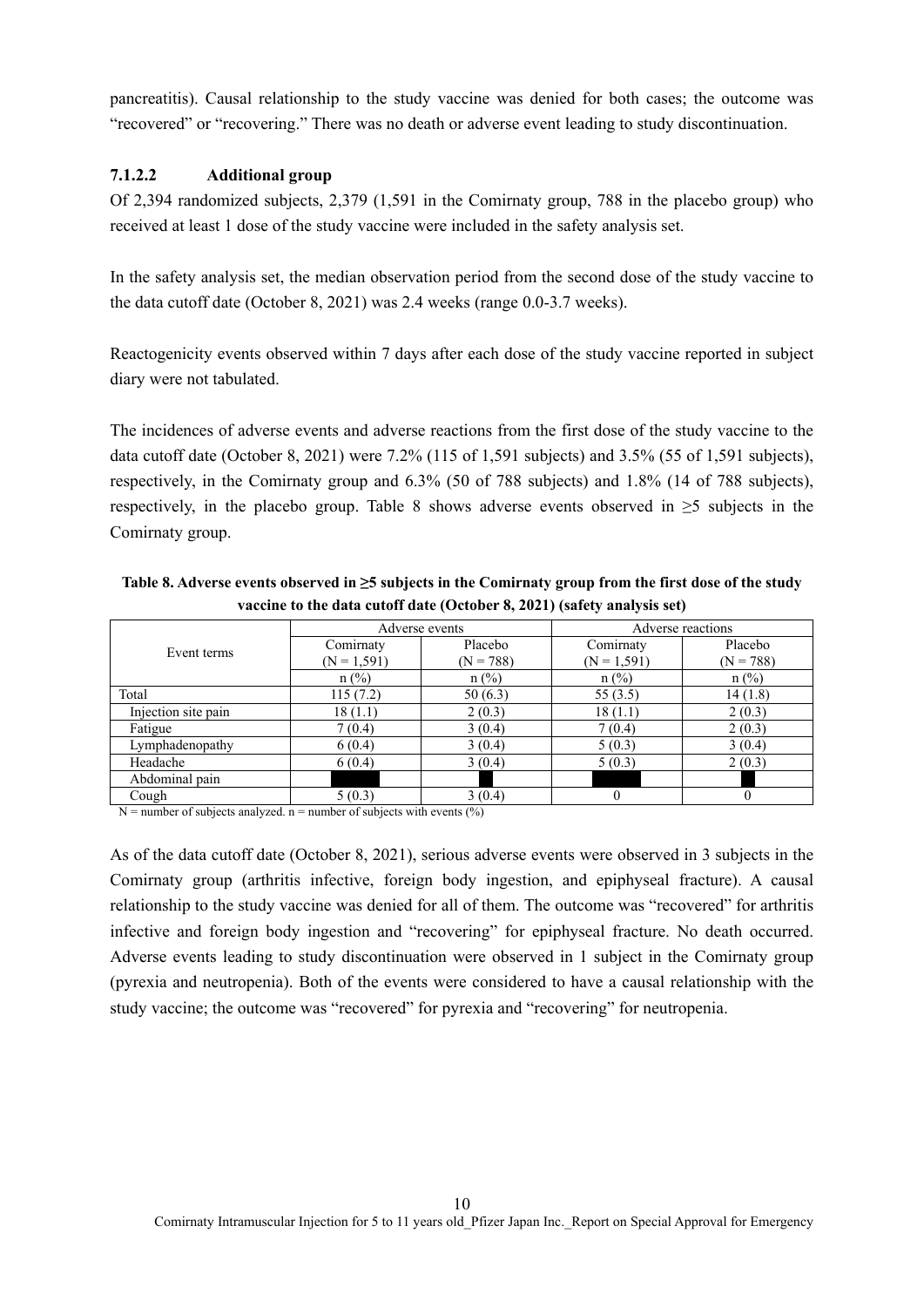pancreatitis). Causal relationship to the study vaccine was denied for both cases; the outcome was "recovered" or "recovering." There was no death or adverse event leading to study discontinuation.

#### 7.1.2.2 Additional group

Of 2,394 randomized subjects, 2,379 (1,591 in the Comirnaty group, 788 in the placebo group) who received at least 1 dose of the study vaccine were included in the safety analysis set.

In the safety analysis set, the median observation period from the second dose of the study vaccine to the data cutoff date (October 8, 2021) was 2.4 weeks (range 0.0-3.7 weeks).

Reactogenicity events observed within 7 days after each dose of the study vaccine reported in subject diary were not tabulated.

The incidences of adverse events and adverse reactions from the first dose of the study vaccine to the data cutoff date (October 8, 2021) were 7.2% (115 of 1,591 subjects) and 3.5% (55 of 1,591 subjects), respectively, in the Comirnaty group and 6.3% (50 of 788 subjects) and 1.8% (14 of 788 subjects), respectively, in the placebo group. Table 8 shows adverse events observed in ≥5 subjects in the Comirnaty group.

**Table 8. Adverse events observed in ≥5 subjects in the Comirnaty group from the first dose of the study vaccine to the data cutoff date (October 8, 2021) (safety analysis set)**

| Event terms | Adverse events | | Adverse reactions | |
|---|---|---|---|---|
| | Comirnaty (N = 1,591) | Placebo (N = 788) | Comirnaty (N = 1,591) | Placebo (N = 788) |
| | n (%) | n (%) | n (%) | n (%) |
| Total | 115 (7.2) | 50 (6.3) | 55 (3.5) | 14 (1.8) |
| Injection site pain | 18 (1.1) | 2 (0.3) | 18 (1.1) | 2 (0.3) |
| Fatigue | 7 (0.4) | 3 (0.4) | 7 (0.4) | 2 (0.3) |
| Lymphadenopathy | 6 (0.4) | 3 (0.4) | 5 (0.3) | 3 (0.4) |
| Headache | 6 (0.4) | 3 (0.4) | 5 (0.3) | 2 (0.3) |
| Abdominal pain | | | | |
| Cough | 5 (0.3) | 3 (0.4) | 0 | 0 |

N = number of subjects analyzed. n = number of subjects with events (%)

As of the data cutoff date (October 8, 2021), serious adverse events were observed in 3 subjects in the Comirnaty group (arthritis infective, foreign body ingestion, and epiphyseal fracture). A causal relationship to the study vaccine was denied for all of them. The outcome was "recovered" for arthritis infective and foreign body ingestion and "recovering" for epiphyseal fracture. No death occurred. Adverse events leading to study discontinuation were observed in 1 subject in the Comirnaty group (pyrexia and neutropenia). Both of the events were considered to have a causal relationship with the study vaccine; the outcome was "recovered" for pyrexia and "recovering" for neutropenia.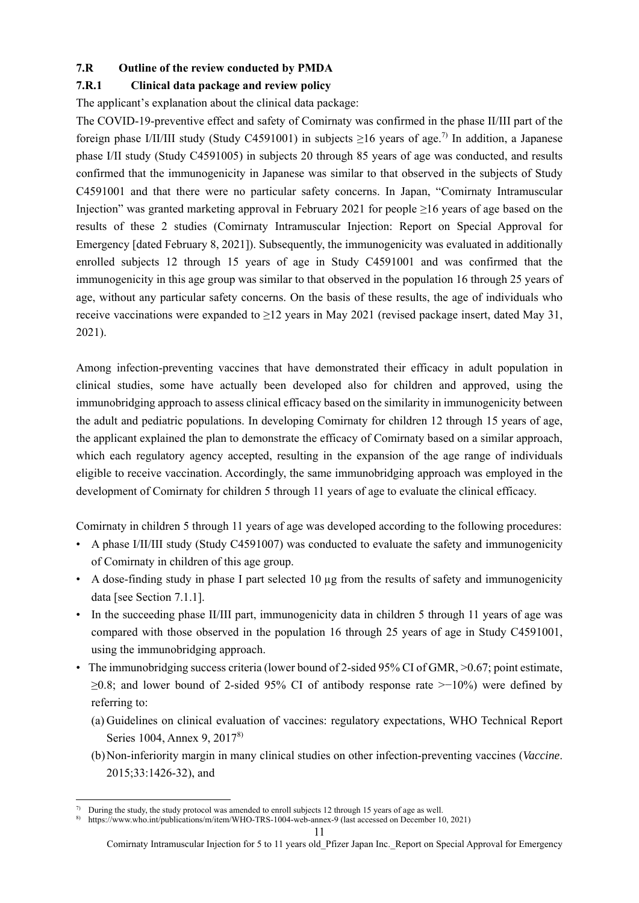### 7.R Outline of the review conducted by PMDA

### 7.R.1 Clinical data package and review policy

The applicant's explanation about the clinical data package:

The COVID-19-preventive effect and safety of Comirnaty was confirmed in the phase II/III part of the foreign phase I/II/III study (Study C4591001) in subjects ≥16 years of age.[7] In addition, a Japanese phase I/II study (Study C4591005) in subjects 20 through 85 years of age was conducted, and results confirmed that the immunogenicity in Japanese was similar to that observed in the subjects of Study C4591001 and that there were no particular safety concerns. In Japan, "Comirnaty Intramuscular Injection" was granted marketing approval in February 2021 for people ≥16 years of age based on the results of these 2 studies (Comirnaty Intramuscular Injection: Report on Special Approval for Emergency [dated February 8, 2021]). Subsequently, the immunogenicity was evaluated in additionally enrolled subjects 12 through 15 years of age in Study C4591001 and was confirmed that the immunogenicity in this age group was similar to that observed in the population 16 through 25 years of age, without any particular safety concerns. On the basis of these results, the age of individuals who receive vaccinations were expanded to ≥12 years in May 2021 (revised package insert, dated May 31, 2021).

Among infection-preventing vaccines that have demonstrated their efficacy in adult population in clinical studies, some have actually been developed also for children and approved, using the immunobridging approach to assess clinical efficacy based on the similarity in immunogenicity between the adult and pediatric populations. In developing Comirnaty for children 12 through 15 years of age, the applicant explained the plan to demonstrate the efficacy of Comirnaty based on a similar approach, which each regulatory agency accepted, resulting in the expansion of the age range of individuals eligible to receive vaccination. Accordingly, the same immunobridging approach was employed in the development of Comirnaty for children 5 through 11 years of age to evaluate the clinical efficacy.

Comirnaty in children 5 through 11 years of age was developed according to the following procedures:

- A phase I/II/III study (Study C4591007) was conducted to evaluate the safety and immunogenicity of Comirnaty in children of this age group.
- A dose-finding study in phase I part selected 10 µg from the results of safety and immunogenicity data [see Section 7.1.1].
- In the succeeding phase II/III part, immunogenicity data in children 5 through 11 years of age was compared with those observed in the population 16 through 25 years of age in Study C4591001, using the immunobridging approach.
- The immunobridging success criteria (lower bound of 2-sided 95% CI of GMR, >0.67; point estimate, ≥0.8; and lower bound of 2-sided 95% CI of antibody response rate >−10%) were defined by referring to:
  - (a) Guidelines on clinical evaluation of vaccines: regulatory expectations, WHO Technical Report Series 1004, Annex 9, 2017[8]
  - (b) Non-inferiority margin in many clinical studies on other infection-preventing vaccines (*Vaccine*. 2015;33:1426-32), and

---

[7] During the study, the study protocol was amended to enroll subjects 12 through 15 years of age as well.

[8] https://www.who.int/publications/m/item/WHO-TRS-1004-web-annex-9 (last accessed on December 10, 2021)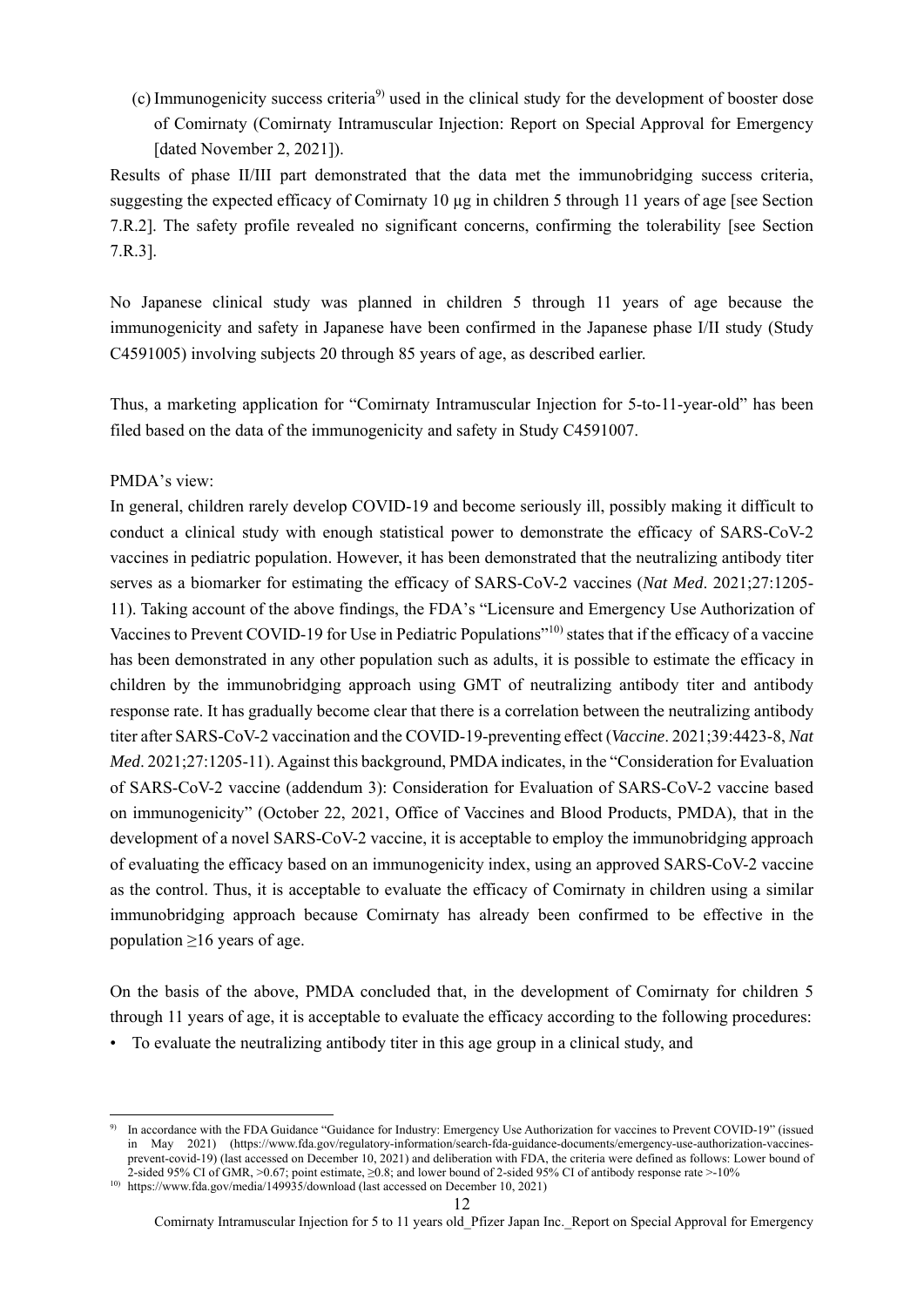(c) Immunogenicity success criteria[9] used in the clinical study for the development of booster dose of Comirnaty (Comirnaty Intramuscular Injection: Report on Special Approval for Emergency [dated November 2, 2021]).

Results of phase II/III part demonstrated that the data met the immunobridging success criteria, suggesting the expected efficacy of Comirnaty 10 µg in children 5 through 11 years of age [see Section 7.R.2]. The safety profile revealed no significant concerns, confirming the tolerability [see Section 7.R.3].

No Japanese clinical study was planned in children 5 through 11 years of age because the immunogenicity and safety in Japanese have been confirmed in the Japanese phase I/II study (Study C4591005) involving subjects 20 through 85 years of age, as described earlier.

Thus, a marketing application for "Comirnaty Intramuscular Injection for 5-to-11-year-old" has been filed based on the data of the immunogenicity and safety in Study C4591007.

PMDA's view:

In general, children rarely develop COVID-19 and become seriously ill, possibly making it difficult to conduct a clinical study with enough statistical power to demonstrate the efficacy of SARS-CoV-2 vaccines in pediatric population. However, it has been demonstrated that the neutralizing antibody titer serves as a biomarker for estimating the efficacy of SARS-CoV-2 vaccines (*Nat Med*. 2021;27:1205-11). Taking account of the above findings, the FDA's "Licensure and Emergency Use Authorization of Vaccines to Prevent COVID-19 for Use in Pediatric Populations"[10] states that if the efficacy of a vaccine has been demonstrated in any other population such as adults, it is possible to estimate the efficacy in children by the immunobridging approach using GMT of neutralizing antibody titer and antibody response rate. It has gradually become clear that there is a correlation between the neutralizing antibody titer after SARS-CoV-2 vaccination and the COVID-19-preventing effect (*Vaccine*. 2021;39:4423-8, *Nat Med*. 2021;27:1205-11). Against this background, PMDA indicates, in the "Consideration for Evaluation of SARS-CoV-2 vaccine (addendum 3): Consideration for Evaluation of SARS-CoV-2 vaccine based on immunogenicity" (October 22, 2021, Office of Vaccines and Blood Products, PMDA), that in the development of a novel SARS-CoV-2 vaccine, it is acceptable to employ the immunobridging approach of evaluating the efficacy based on an immunogenicity index, using an approved SARS-CoV-2 vaccine as the control. Thus, it is acceptable to evaluate the efficacy of Comirnaty in children using a similar immunobridging approach because Comirnaty has already been confirmed to be effective in the population ≥16 years of age.

On the basis of the above, PMDA concluded that, in the development of Comirnaty for children 5 through 11 years of age, it is acceptable to evaluate the efficacy according to the following procedures:

- To evaluate the neutralizing antibody titer in this age group in a clinical study, and

---

[9] In accordance with the FDA Guidance "Guidance for Industry: Emergency Use Authorization for vaccines to Prevent COVID-19" (issued in May 2021) (https://www.fda.gov/regulatory-information/search-fda-guidance-documents/emergency-use-authorization-vaccines-prevent-covid-19) (last accessed on December 10, 2021) and deliberation with FDA, the criteria were defined as follows: Lower bound of 2-sided 95% CI of GMR, >0.67; point estimate, ≥0.8; and lower bound of 2-sided 95% CI of antibody response rate >-10%

[10] https://www.fda.gov/media/149935/download (last accessed on December 10, 2021)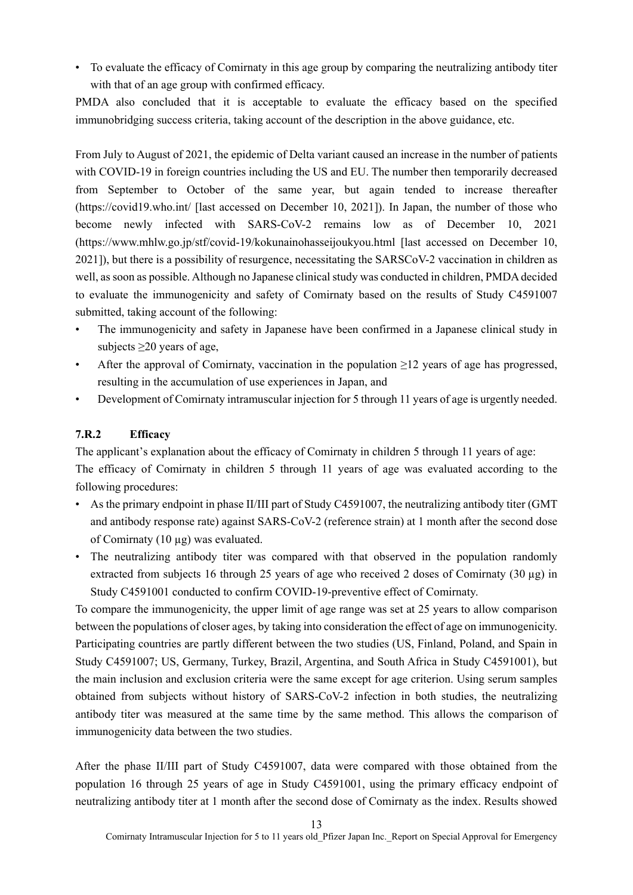- To evaluate the efficacy of Comirnaty in this age group by comparing the neutralizing antibody titer with that of an age group with confirmed efficacy.

PMDA also concluded that it is acceptable to evaluate the efficacy based on the specified immunobridging success criteria, taking account of the description in the above guidance, etc.

From July to August of 2021, the epidemic of Delta variant caused an increase in the number of patients with COVID-19 in foreign countries including the US and EU. The number then temporarily decreased from September to October of the same year, but again tended to increase thereafter (https://covid19.who.int/ [last accessed on December 10, 2021]). In Japan, the number of those who become newly infected with SARS-CoV-2 remains low as of December 10, 2021 (https://www.mhlw.go.jp/stf/covid-19/kokunainohasseijoukyou.html [last accessed on December 10, 2021]), but there is a possibility of resurgence, necessitating the SARSCoV-2 vaccination in children as well, as soon as possible. Although no Japanese clinical study was conducted in children, PMDA decided to evaluate the immunogenicity and safety of Comirnaty based on the results of Study C4591007 submitted, taking account of the following:

- The immunogenicity and safety in Japanese have been confirmed in a Japanese clinical study in subjects ≥20 years of age,
- After the approval of Comirnaty, vaccination in the population ≥12 years of age has progressed, resulting in the accumulation of use experiences in Japan, and
- Development of Comirnaty intramuscular injection for 5 through 11 years of age is urgently needed.

### 7.R.2 Efficacy

The applicant's explanation about the efficacy of Comirnaty in children 5 through 11 years of age:

The efficacy of Comirnaty in children 5 through 11 years of age was evaluated according to the following procedures:

- As the primary endpoint in phase II/III part of Study C4591007, the neutralizing antibody titer (GMT and antibody response rate) against SARS-CoV-2 (reference strain) at 1 month after the second dose of Comirnaty (10 µg) was evaluated.
- The neutralizing antibody titer was compared with that observed in the population randomly extracted from subjects 16 through 25 years of age who received 2 doses of Comirnaty (30 µg) in Study C4591001 conducted to confirm COVID-19-preventive effect of Comirnaty.

To compare the immunogenicity, the upper limit of age range was set at 25 years to allow comparison between the populations of closer ages, by taking into consideration the effect of age on immunogenicity. Participating countries are partly different between the two studies (US, Finland, Poland, and Spain in Study C4591007; US, Germany, Turkey, Brazil, Argentina, and South Africa in Study C4591001), but the main inclusion and exclusion criteria were the same except for age criterion. Using serum samples obtained from subjects without history of SARS-CoV-2 infection in both studies, the neutralizing antibody titer was measured at the same time by the same method. This allows the comparison of immunogenicity data between the two studies.

After the phase II/III part of Study C4591007, data were compared with those obtained from the population 16 through 25 years of age in Study C4591001, using the primary efficacy endpoint of neutralizing antibody titer at 1 month after the second dose of Comirnaty as the index. Results showed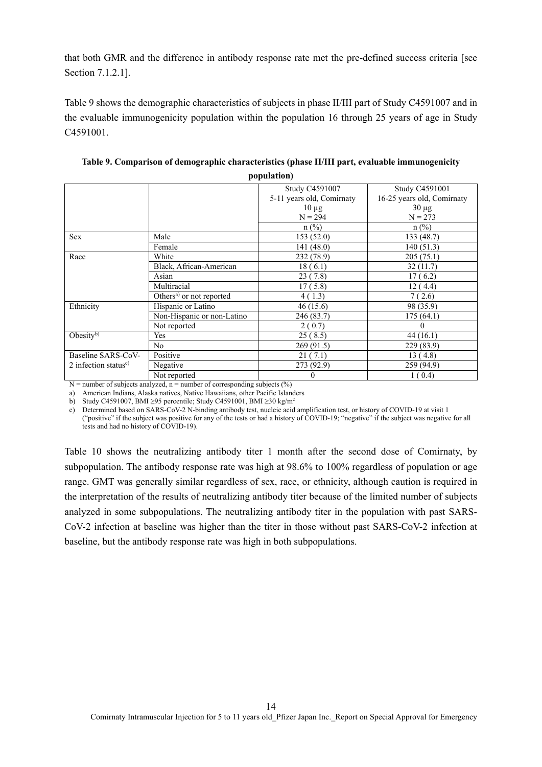that both GMR and the difference in antibody response rate met the pre-defined success criteria [see Section 7.1.2.1].

Table 9 shows the demographic characteristics of subjects in phase II/III part of Study C4591007 and in the evaluable immunogenicity population within the population 16 through 25 years of age in Study C4591001.

**Table 9. Comparison of demographic characteristics (phase II/III part, evaluable immunogenicity population)**

| | | Study C4591007<br>5-11 years old, Comirnaty<br>10 µg<br>N = 294 | Study C4591001<br>16-25 years old, Comirnaty<br>30 µg<br>N = 273 |
|---|---|---|---|
| | | n (%) | n (%) |
| Sex | Male | 153 (52.0) | 133 (48.7) |
| | Female | 141 (48.0) | 140 (51.3) |
| Race | White | 232 (78.9) | 205 (75.1) |
| | Black, African-American | 18 ( 6.1) | 32 (11.7) |
| | Asian | 23 ( 7.8) | 17 ( 6.2) |
| | Multiracial | 17 ( 5.8) | 12 ( 4.4) |
| | Others[a] or not reported | 4 ( 1.3) | 7 ( 2.6) |
| Ethnicity | Hispanic or Latino | 46 (15.6) | 98 (35.9) |
| | Non-Hispanic or non-Latino | 246 (83.7) | 175 (64.1) |
| | Not reported | 2 ( 0.7) | 0 |
| Obesity[b] | Yes | 25 ( 8.5) | 44 (16.1) |
| | No | 269 (91.5) | 229 (83.9) |
| Baseline SARS-CoV-2 infection status[c] | Positive | 21 ( 7.1) | 13 ( 4.8) |
| | Negative | 273 (92.9) | 259 (94.9) |
| | Not reported | 0 | 1 ( 0.4) |

N = number of subjects analyzed, n = number of corresponding subjects (%)

a) American Indians, Alaska natives, Native Hawaiians, other Pacific Islanders

b) Study C4591007, BMI ≥95 percentile; Study C4591001, BMI ≥30 kg/m$^2$

c) Determined based on SARS-CoV-2 N-binding antibody test, nucleic acid amplification test, or history of COVID-19 at visit 1 ("positive" if the subject was positive for any of the tests or had a history of COVID-19; "negative" if the subject was negative for all tests and had no history of COVID-19).

Table 10 shows the neutralizing antibody titer 1 month after the second dose of Comirnaty, by subpopulation. The antibody response rate was high at 98.6% to 100% regardless of population or age range. GMT was generally similar regardless of sex, race, or ethnicity, although caution is required in the interpretation of the results of neutralizing antibody titer because of the limited number of subjects analyzed in some subpopulations. The neutralizing antibody titer in the population with past SARS-CoV-2 infection at baseline was higher than the titer in those without past SARS-CoV-2 infection at baseline, but the antibody response rate was high in both subpopulations.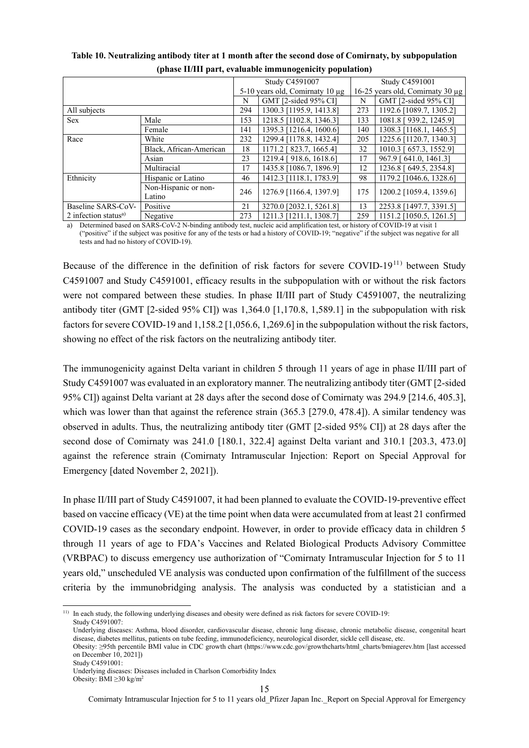**Table 10. Neutralizing antibody titer at 1 month after the second dose of Comirnaty, by subpopulation (phase II/III part, evaluable immunogenicity population)**

| | | Study C4591007 5-10 years old, Comirnaty 10 μg | | Study C4591001 16-25 years old, Comirnaty 30 μg | |
|---|---|---|---|---|---|
| | | N | GMT [2-sided 95% CI] | N | GMT [2-sided 95% CI] |
| All subjects | | 294 | 1300.3 [1195.9, 1413.8] | 273 | 1192.6 [1089.7, 1305.2] |
| Sex | Male | 153 | 1218.5 [1102.8, 1346.3] | 133 | 1081.8 [ 939.2, 1245.9] |
| | Female | 141 | 1395.3 [1216.4, 1600.6] | 140 | 1308.3 [1168.1, 1465.5] |
| Race | White | 232 | 1299.4 [1178.8, 1432.4] | 205 | 1225.6 [1120.7, 1340.3] |
| | Black, African-American | 18 | 1171.2 [ 823.7, 1665.4] | 32 | 1010.3 [ 657.3, 1552.9] |
| | Asian | 23 | 1219.4 [ 918.6, 1618.6] | 17 | 967.9 [ 641.0, 1461.3] |
| | Multiracial | 17 | 1435.8 [1086.7, 1896.9] | 12 | 1236.8 [ 649.5, 2354.8] |
| Ethnicity | Hispanic or Latino | 46 | 1412.3 [1118.1, 1783.9] | 98 | 1179.2 [1046.6, 1328.6] |
| | Non-Hispanic or non-Latino | 246 | 1276.9 [1166.4, 1397.9] | 175 | 1200.2 [1059.4, 1359.6] |
| Baseline SARS-CoV-2 infection status[a)] | Positive | 21 | 3270.0 [2032.1, 5261.8] | 13 | 2253.8 [1497.7, 3391.5] |
| | Negative | 273 | 1211.3 [1211.1, 1308.7] | 259 | 1151.2 [1050.5, 1261.5] |

a) Determined based on SARS-CoV-2 N-binding antibody test, nucleic acid amplification test, or history of COVID-19 at visit 1 ("positive" if the subject was positive for any of the tests or had a history of COVID-19; "negative" if the subject was negative for all tests and had no history of COVID-19).

Because of the difference in the definition of risk factors for severe COVID-19[11)] between Study C4591007 and Study C4591001, efficacy results in the subpopulation with or without the risk factors were not compared between these studies. In phase II/III part of Study C4591007, the neutralizing antibody titer (GMT [2-sided 95% CI]) was 1,364.0 [1,170.8, 1,589.1] in the subpopulation with risk factors for severe COVID-19 and 1,158.2 [1,056.6, 1,269.6] in the subpopulation without the risk factors, showing no effect of the risk factors on the neutralizing antibody titer.

The immunogenicity against Delta variant in children 5 through 11 years of age in phase II/III part of Study C4591007 was evaluated in an exploratory manner. The neutralizing antibody titer (GMT [2-sided 95% CI]) against Delta variant at 28 days after the second dose of Comirnaty was 294.9 [214.6, 405.3], which was lower than that against the reference strain (365.3 [279.0, 478.4]). A similar tendency was observed in adults. Thus, the neutralizing antibody titer (GMT [2-sided 95% CI]) at 28 days after the second dose of Comirnaty was 241.0 [180.1, 322.4] against Delta variant and 310.1 [203.3, 473.0] against the reference strain (Comirnaty Intramuscular Injection: Report on Special Approval for Emergency [dated November 2, 2021]).

In phase II/III part of Study C4591007, it had been planned to evaluate the COVID-19-preventive effect based on vaccine efficacy (VE) at the time point when data were accumulated from at least 21 confirmed COVID-19 cases as the secondary endpoint. However, in order to provide efficacy data in children 5 through 11 years of age to FDA's Vaccines and Related Biological Products Advisory Committee (VRBPAC) to discuss emergency use authorization of "Comirnaty Intramuscular Injection for 5 to 11 years old," unscheduled VE analysis was conducted upon confirmation of the fulfillment of the success criteria by the immunobridging analysis. The analysis was conducted by a statistician and a

---

11) In each study, the following underlying diseases and obesity were defined as risk factors for severe COVID-19:
Study C4591007:
Underlying diseases: Asthma, blood disorder, cardiovascular disease, chronic lung disease, chronic metabolic disease, congenital heart disease, diabetes mellitus, patients on tube feeding, immunodeficiency, neurological disorder, sickle cell disease, etc.
Obesity: ≥95th percentile BMI value in CDC growth chart (https://www.cdc.gov/growthcharts/html_charts/bmiagerev.htm [last accessed on December 10, 2021])
Study C4591001:
Underlying diseases: Diseases included in Charlson Comorbidity Index
Obesity: BMI ≥30 $kg/m^2$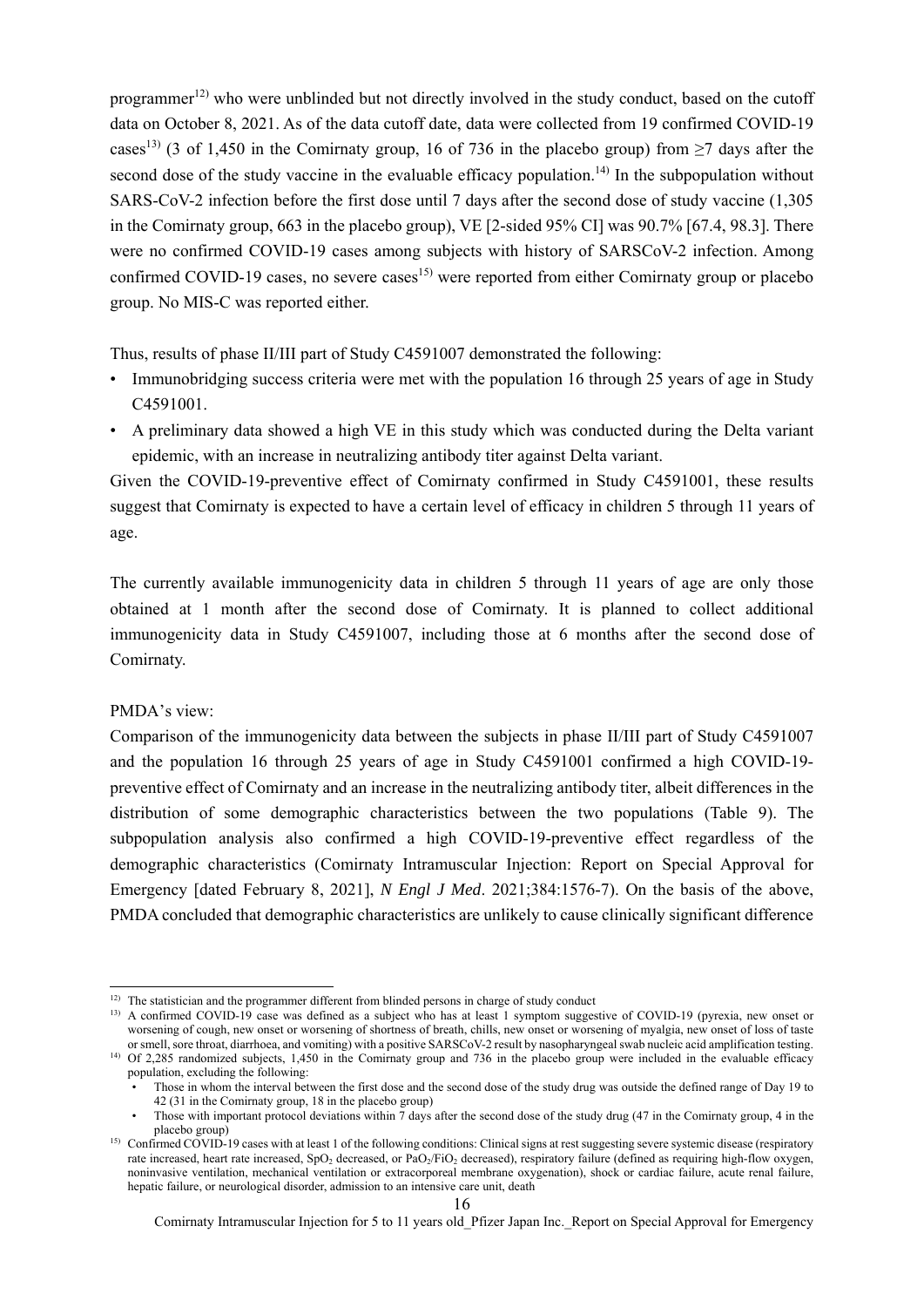programmer[12] who were unblinded but not directly involved in the study conduct, based on the cutoff data on October 8, 2021. As of the data cutoff date, data were collected from 19 confirmed COVID-19 cases[13] (3 of 1,450 in the Comirnaty group, 16 of 736 in the placebo group) from ≥7 days after the second dose of the study vaccine in the evaluable efficacy population.[14] In the subpopulation without SARS-CoV-2 infection before the first dose until 7 days after the second dose of study vaccine (1,305 in the Comirnaty group, 663 in the placebo group), VE [2-sided 95% CI] was 90.7% [67.4, 98.3]. There were no confirmed COVID-19 cases among subjects with history of SARSCoV-2 infection. Among confirmed COVID-19 cases, no severe cases[15] were reported from either Comirnaty group or placebo group. No MIS-C was reported either.

Thus, results of phase II/III part of Study C4591007 demonstrated the following:

- Immunobridging success criteria were met with the population 16 through 25 years of age in Study C4591001.
- A preliminary data showed a high VE in this study which was conducted during the Delta variant epidemic, with an increase in neutralizing antibody titer against Delta variant.

Given the COVID-19-preventive effect of Comirnaty confirmed in Study C4591001, these results suggest that Comirnaty is expected to have a certain level of efficacy in children 5 through 11 years of age.

The currently available immunogenicity data in children 5 through 11 years of age are only those obtained at 1 month after the second dose of Comirnaty. It is planned to collect additional immunogenicity data in Study C4591007, including those at 6 months after the second dose of Comirnaty.

PMDA's view:

Comparison of the immunogenicity data between the subjects in phase II/III part of Study C4591007 and the population 16 through 25 years of age in Study C4591001 confirmed a high COVID-19-preventive effect of Comirnaty and an increase in the neutralizing antibody titer, albeit differences in the distribution of some demographic characteristics between the two populations (Table 9). The subpopulation analysis also confirmed a high COVID-19-preventive effect regardless of the demographic characteristics (Comirnaty Intramuscular Injection: Report on Special Approval for Emergency [dated February 8, 2021], *N Engl J Med*. 2021;384:1576-7). On the basis of the above, PMDA concluded that demographic characteristics are unlikely to cause clinically significant difference

---

[12] The statistician and the programmer different from blinded persons in charge of study conduct

[13] A confirmed COVID-19 case was defined as a subject who has at least 1 symptom suggestive of COVID-19 (pyrexia, new onset or worsening of cough, new onset or worsening of shortness of breath, chills, new onset or worsening of myalgia, new onset of loss of taste or smell, sore throat, diarrhoea, and vomiting) with a positive SARSCoV-2 result by nasopharyngeal swab nucleic acid amplification testing.

[14] Of 2,285 randomized subjects, 1,450 in the Comirnaty group and 736 in the placebo group were included in the evaluable efficacy population, excluding the following:

- Those in whom the interval between the first dose and the second dose of the study drug was outside the defined range of Day 19 to 42 (31 in the Comirnaty group, 18 in the placebo group)
- Those with important protocol deviations within 7 days after the second dose of the study drug (47 in the Comirnaty group, 4 in the placebo group)

[15] Confirmed COVID-19 cases with at least 1 of the following conditions: Clinical signs at rest suggesting severe systemic disease (respiratory rate increased, heart rate increased, $SpO_2$ decreased, or $PaO_2/FiO_2$ decreased), respiratory failure (defined as requiring high-flow oxygen, noninvasive ventilation, mechanical ventilation or extracorporeal membrane oxygenation), shock or cardiac failure, acute renal failure, hepatic failure, or neurological disorder, admission to an intensive care unit, death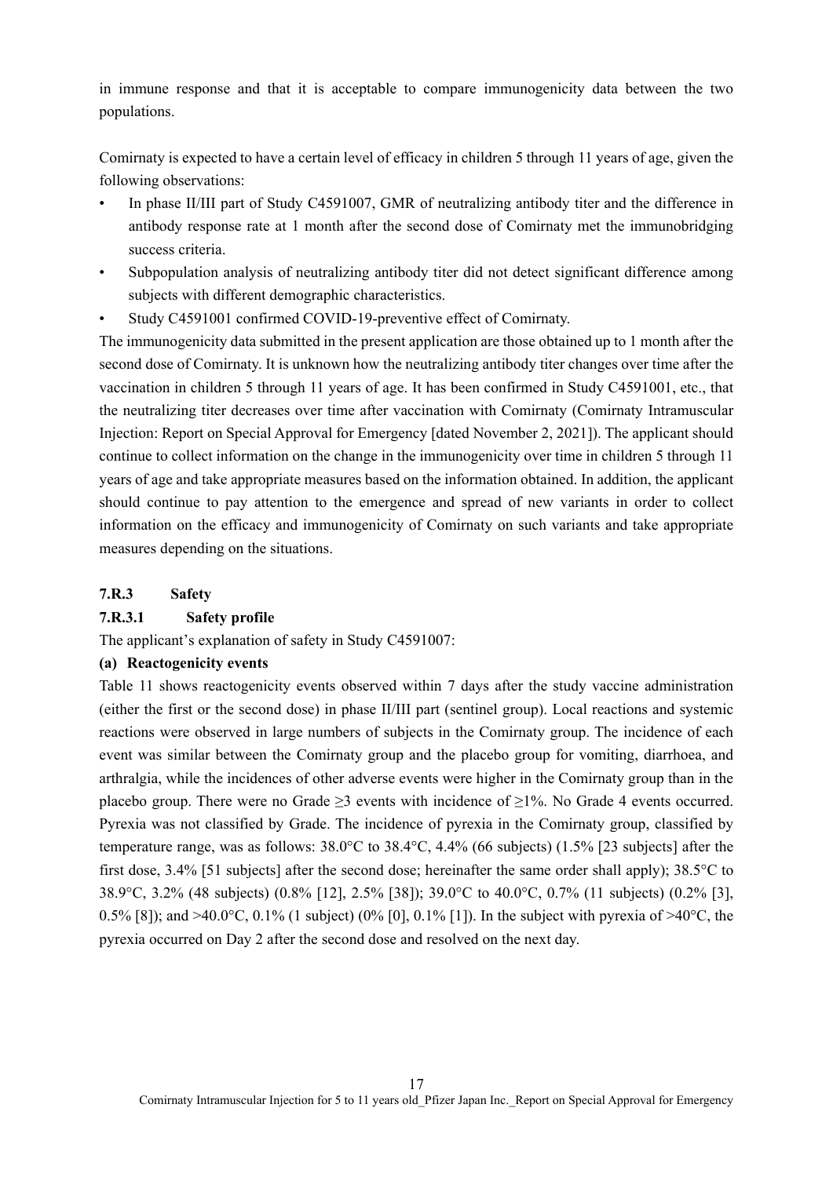in immune response and that it is acceptable to compare immunogenicity data between the two populations.

Comirnaty is expected to have a certain level of efficacy in children 5 through 11 years of age, given the following observations:

- In phase II/III part of Study C4591007, GMR of neutralizing antibody titer and the difference in antibody response rate at 1 month after the second dose of Comirnaty met the immunobridging success criteria.
- Subpopulation analysis of neutralizing antibody titer did not detect significant difference among subjects with different demographic characteristics.
- Study C4591001 confirmed COVID-19-preventive effect of Comirnaty.

The immunogenicity data submitted in the present application are those obtained up to 1 month after the second dose of Comirnaty. It is unknown how the neutralizing antibody titer changes over time after the vaccination in children 5 through 11 years of age. It has been confirmed in Study C4591001, etc., that the neutralizing titer decreases over time after vaccination with Comirnaty (Comirnaty Intramuscular Injection: Report on Special Approval for Emergency [dated November 2, 2021]). The applicant should continue to collect information on the change in the immunogenicity over time in children 5 through 11 years of age and take appropriate measures based on the information obtained. In addition, the applicant should continue to pay attention to the emergence and spread of new variants in order to collect information on the efficacy and immunogenicity of Comirnaty on such variants and take appropriate measures depending on the situations.

### 7.R.3 Safety

#### 7.R.3.1 Safety profile

The applicant's explanation of safety in Study C4591007:

**(a) Reactogenicity events**

Table 11 shows reactogenicity events observed within 7 days after the study vaccine administration (either the first or the second dose) in phase II/III part (sentinel group). Local reactions and systemic reactions were observed in large numbers of subjects in the Comirnaty group. The incidence of each event was similar between the Comirnaty group and the placebo group for vomiting, diarrhoea, and arthralgia, while the incidences of other adverse events were higher in the Comirnaty group than in the placebo group. There were no Grade ≥3 events with incidence of ≥1%. No Grade 4 events occurred. Pyrexia was not classified by Grade. The incidence of pyrexia in the Comirnaty group, classified by temperature range, was as follows: 38.0°C to 38.4°C, 4.4% (66 subjects) (1.5% [23 subjects] after the first dose, 3.4% [51 subjects] after the second dose; hereinafter the same order shall apply); 38.5°C to 38.9°C, 3.2% (48 subjects) (0.8% [12], 2.5% [38]); 39.0°C to 40.0°C, 0.7% (11 subjects) (0.2% [3], 0.5% [8]); and >40.0°C, 0.1% (1 subject) (0% [0], 0.1% [1]). In the subject with pyrexia of >40°C, the pyrexia occurred on Day 2 after the second dose and resolved on the next day.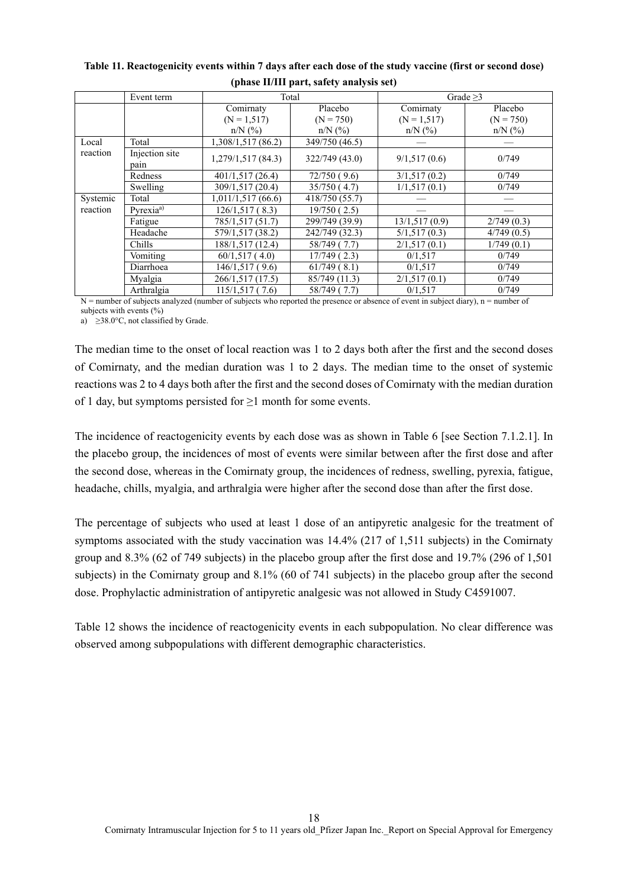**Table 11. Reactogenicity events within 7 days after each dose of the study vaccine (first or second dose) (phase II/III part, safety analysis set)**

| | Event term | Total | | Grade ≥3 | |
|---|---|---|---|---|---|
| | | Comirnaty (N = 1,517) n/N (%) | Placebo (N = 750) n/N (%) | Comirnaty (N = 1,517) n/N (%) | Placebo (N = 750) n/N (%) |
| Local reaction | Total | 1,308/1,517 (86.2) | 349/750 (46.5) | — | — |
| | Injection site pain | 1,279/1,517 (84.3) | 322/749 (43.0) | 9/1,517 (0.6) | 0/749 |
| | Redness | 401/1,517 (26.4) | 72/750 ( 9.6) | 3/1,517 (0.2) | 0/749 |
| | Swelling | 309/1,517 (20.4) | 35/750 ( 4.7) | 1/1,517 (0.1) | 0/749 |
| Systemic reaction | Total | 1,011/1,517 (66.6) | 418/750 (55.7) | — | — |
| | Pyrexia[a)] | 126/1,517 ( 8.3) | 19/750 ( 2.5) | — | — |
| | Fatigue | 785/1,517 (51.7) | 299/749 (39.9) | 13/1,517 (0.9) | 2/749 (0.3) |
| | Headache | 579/1,517 (38.2) | 242/749 (32.3) | 5/1,517 (0.3) | 4/749 (0.5) |
| | Chills | 188/1,517 (12.4) | 58/749 ( 7.7) | 2/1,517 (0.1) | 1/749 (0.1) |
| | Vomiting | 60/1,517 ( 4.0) | 17/749 ( 2.3) | 0/1,517 | 0/749 |
| | Diarrhoea | 146/1,517 ( 9.6) | 61/749 ( 8.1) | 0/1,517 | 0/749 |
| | Myalgia | 266/1,517 (17.5) | 85/749 (11.3) | 2/1,517 (0.1) | 0/749 |
| | Arthralgia | 115/1,517 ( 7.6) | 58/749 ( 7.7) | 0/1,517 | 0/749 |

N = number of subjects analyzed (number of subjects who reported the presence or absence of event in subject diary), n = number of subjects with events (%)

a) ≥38.0°C, not classified by Grade.

The median time to the onset of local reaction was 1 to 2 days both after the first and the second doses of Comirnaty, and the median duration was 1 to 2 days. The median time to the onset of systemic reactions was 2 to 4 days both after the first and the second doses of Comirnaty with the median duration of 1 day, but symptoms persisted for ≥1 month for some events.

The incidence of reactogenicity events by each dose was as shown in Table 6 [see Section 7.1.2.1]. In the placebo group, the incidences of most of events were similar between after the first dose and after the second dose, whereas in the Comirnaty group, the incidences of redness, swelling, pyrexia, fatigue, headache, chills, myalgia, and arthralgia were higher after the second dose than after the first dose.

The percentage of subjects who used at least 1 dose of an antipyretic analgesic for the treatment of symptoms associated with the study vaccination was 14.4% (217 of 1,511 subjects) in the Comirnaty group and 8.3% (62 of 749 subjects) in the placebo group after the first dose and 19.7% (296 of 1,501 subjects) in the Comirnaty group and 8.1% (60 of 741 subjects) in the placebo group after the second dose. Prophylactic administration of antipyretic analgesic was not allowed in Study C4591007.

Table 12 shows the incidence of reactogenicity events in each subpopulation. No clear difference was observed among subpopulations with different demographic characteristics.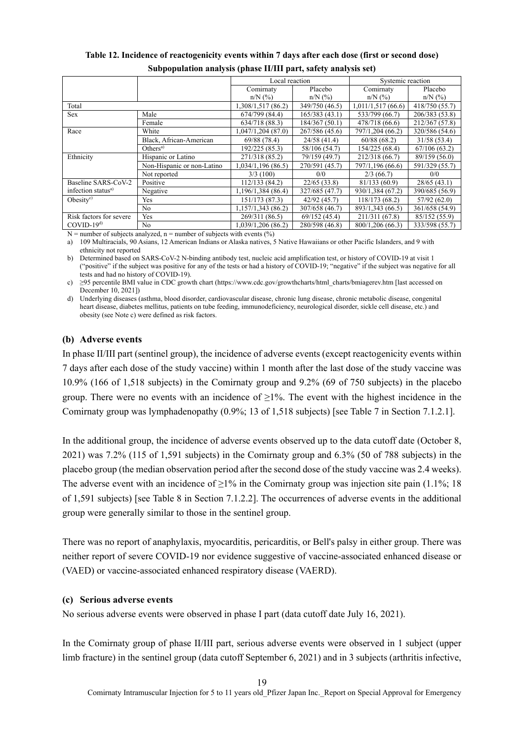**Table 12. Incidence of reactogenicity events within 7 days after each dose (first or second dose) Subpopulation analysis (phase II/III part, safety analysis set)**

| | | Local reaction | | Systemic reaction | |
|---|---|---|---|---|---|
| | | Comirnaty n/N (%) | Placebo n/N (%) | Comirnaty n/N (%) | Placebo n/N (%) |
| Total | | 1,308/1,517 (86.2) | 349/750 (46.5) | 1,011/1,517 (66.6) | 418/750 (55.7) |
| Sex | Male | 674/799 (84.4) | 165/383 (43.1) | 533/799 (66.7) | 206/383 (53.8) |
| | Female | 634/718 (88.3) | 184/367 (50.1) | 478/718 (66.6) | 212/367 (57.8) |
| Race | White | 1,047/1,204 (87.0) | 267/586 (45.6) | 797/1,204 (66.2) | 320/586 (54.6) |
| | Black, African-American | 69/88 (78.4) | 24/58 (41.4) | 60/88 (68.2) | 31/58 (53.4) |
| | Others[a] | 192/225 (85.3) | 58/106 (54.7) | 154/225 (68.4) | 67/106 (63.2) |
| Ethnicity | Hispanic or Latino | 271/318 (85.2) | 79/159 (49.7) | 212/318 (66.7) | 89/159 (56.0) |
| | Non-Hispanic or non-Latino | 1,034/1,196 (86.5) | 270/591 (45.7) | 797/1,196 (66.6) | 591/329 (55.7) |
| | Not reported | 3/3 (100) | 0/0 | 2/3 (66.7) | 0/0 |
| Baseline SARS-CoV-2 infection status[a] | Positive | 112/133 (84.2) | 22/65 (33.8) | 81/133 (60.9) | 28/65 (43.1) |
| | Negative | 1,196/1,384 (86.4) | 327/685 (47.7) | 930/1,384 (67.2) | 390/685 (56.9) |
| Obesity[c] | Yes | 151/173 (87.3) | 42/92 (45.7) | 118/173 (68.2) | 57/92 (62.0) |
| | No | 1,157/1,343 (86.2) | 307/658 (46.7) | 893/1,343 (66.5) | 361/658 (54.9) |
| Risk factors for severe COVID-19[d] | Yes | 269/311 (86.5) | 69/152 (45.4) | 211/311 (67.8) | 85/152 (55.9) |
| | No | 1,039/1,206 (86.2) | 280/598 (46.8) | 800/1,206 (66.3) | 333/598 (55.7) |

N = number of subjects analyzed, n = number of subjects with events (%)

a) 109 Multiracials, 90 Asians, 12 American Indians or Alaska natives, 5 Native Hawaiians or other Pacific Islanders, and 9 with ethnicity not reported

b) Determined based on SARS-CoV-2 N-binding antibody test, nucleic acid amplification test, or history of COVID-19 at visit 1 ("positive" if the subject was positive for any of the tests or had a history of COVID-19; "negative" if the subject was negative for all tests and had no history of COVID-19).

c) ≥95 percentile BMI value in CDC growth chart (https://www.cdc.gov/growthcharts/html_charts/bmiagerev.htm [last accessed on December 10, 2021])

d) Underlying diseases (asthma, blood disorder, cardiovascular disease, chronic lung disease, chronic metabolic disease, congenital heart disease, diabetes mellitus, patients on tube feeding, immunodeficiency, neurological disorder, sickle cell disease, etc.) and obesity (see Note c) were defined as risk factors.

#### (b) Adverse events

In phase II/III part (sentinel group), the incidence of adverse events (except reactogenicity events within 7 days after each dose of the study vaccine) within 1 month after the last dose of the study vaccine was 10.9% (166 of 1,518 subjects) in the Comirnaty group and 9.2% (69 of 750 subjects) in the placebo group. There were no events with an incidence of ≥1%. The event with the highest incidence in the Comirnaty group was lymphadenopathy (0.9%; 13 of 1,518 subjects) [see Table 7 in Section 7.1.2.1].

In the additional group, the incidence of adverse events observed up to the data cutoff date (October 8, 2021) was 7.2% (115 of 1,591 subjects) in the Comirnaty group and 6.3% (50 of 788 subjects) in the placebo group (the median observation period after the second dose of the study vaccine was 2.4 weeks). The adverse event with an incidence of ≥1% in the Comirnaty group was injection site pain (1.1%; 18 of 1,591 subjects) [see Table 8 in Section 7.1.2.2]. The occurrences of adverse events in the additional group were generally similar to those in the sentinel group.

There was no report of anaphylaxis, myocarditis, pericarditis, or Bell's palsy in either group. There was neither report of severe COVID-19 nor evidence suggestive of vaccine-associated enhanced disease or (VAED) or vaccine-associated enhanced respiratory disease (VAERD).

#### (c) Serious adverse events

No serious adverse events were observed in phase I part (data cutoff date July 16, 2021).

In the Comirnaty group of phase II/III part, serious adverse events were observed in 1 subject (upper limb fracture) in the sentinel group (data cutoff September 6, 2021) and in 3 subjects (arthritis infective,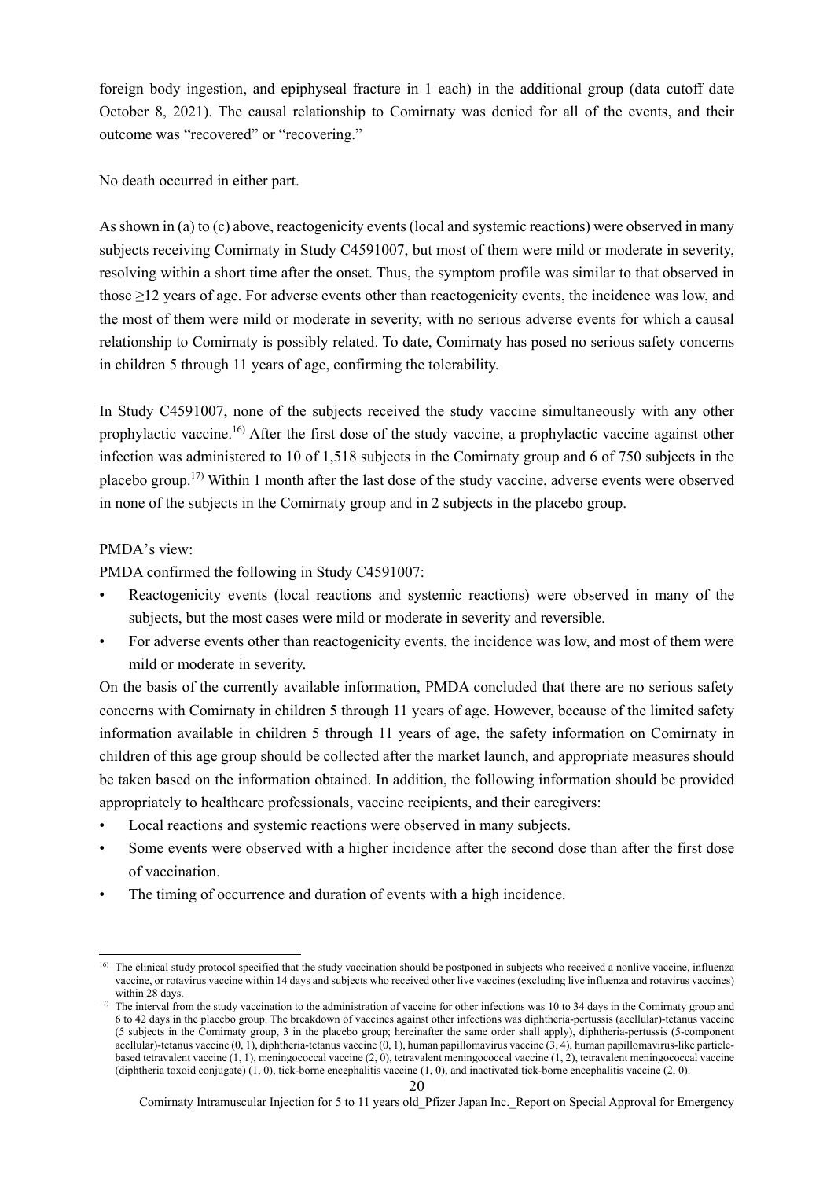foreign body ingestion, and epiphyseal fracture in 1 each) in the additional group (data cutoff date October 8, 2021). The causal relationship to Comirnaty was denied for all of the events, and their outcome was "recovered" or "recovering."

No death occurred in either part.

As shown in (a) to (c) above, reactogenicity events (local and systemic reactions) were observed in many subjects receiving Comirnaty in Study C4591007, but most of them were mild or moderate in severity, resolving within a short time after the onset. Thus, the symptom profile was similar to that observed in those ≥12 years of age. For adverse events other than reactogenicity events, the incidence was low, and the most of them were mild or moderate in severity, with no serious adverse events for which a causal relationship to Comirnaty is possibly related. To date, Comirnaty has posed no serious safety concerns in children 5 through 11 years of age, confirming the tolerability.

In Study C4591007, none of the subjects received the study vaccine simultaneously with any other prophylactic vaccine.[16] After the first dose of the study vaccine, a prophylactic vaccine against other infection was administered to 10 of 1,518 subjects in the Comirnaty group and 6 of 750 subjects in the placebo group.[17] Within 1 month after the last dose of the study vaccine, adverse events were observed in none of the subjects in the Comirnaty group and in 2 subjects in the placebo group.

PMDA's view:

PMDA confirmed the following in Study C4591007:

- Reactogenicity events (local reactions and systemic reactions) were observed in many of the subjects, but the most cases were mild or moderate in severity and reversible.
- For adverse events other than reactogenicity events, the incidence was low, and most of them were mild or moderate in severity.

On the basis of the currently available information, PMDA concluded that there are no serious safety concerns with Comirnaty in children 5 through 11 years of age. However, because of the limited safety information available in children 5 through 11 years of age, the safety information on Comirnaty in children of this age group should be collected after the market launch, and appropriate measures should be taken based on the information obtained. In addition, the following information should be provided appropriately to healthcare professionals, vaccine recipients, and their caregivers:

- Local reactions and systemic reactions were observed in many subjects.
- Some events were observed with a higher incidence after the second dose than after the first dose of vaccination.
- The timing of occurrence and duration of events with a high incidence.

---

[16] The clinical study protocol specified that the study vaccination should be postponed in subjects who received a nonlive vaccine, influenza vaccine, or rotavirus vaccine within 14 days and subjects who received other live vaccines (excluding live influenza and rotavirus vaccines) within 28 days.

[17] The interval from the study vaccination to the administration of vaccine for other infections was 10 to 34 days in the Comirnaty group and 6 to 42 days in the placebo group. The breakdown of vaccines against other infections was diphtheria-pertussis (acellular)-tetanus vaccine (5 subjects in the Comirnaty group, 3 in the placebo group; hereinafter the same order shall apply), diphtheria-pertussis (5-component acellular)-tetanus vaccine (0, 1), diphtheria-tetanus vaccine (0, 1), human papillomavirus vaccine (3, 4), human papillomavirus-like particle-based tetravalent vaccine (1, 1), meningococcal vaccine (2, 0), tetravalent meningococcal vaccine (1, 2), tetravalent meningococcal vaccine (diphtheria toxoid conjugate) (1, 0), tick-borne encephalitis vaccine (1, 0), and inactivated tick-borne encephalitis vaccine (2, 0).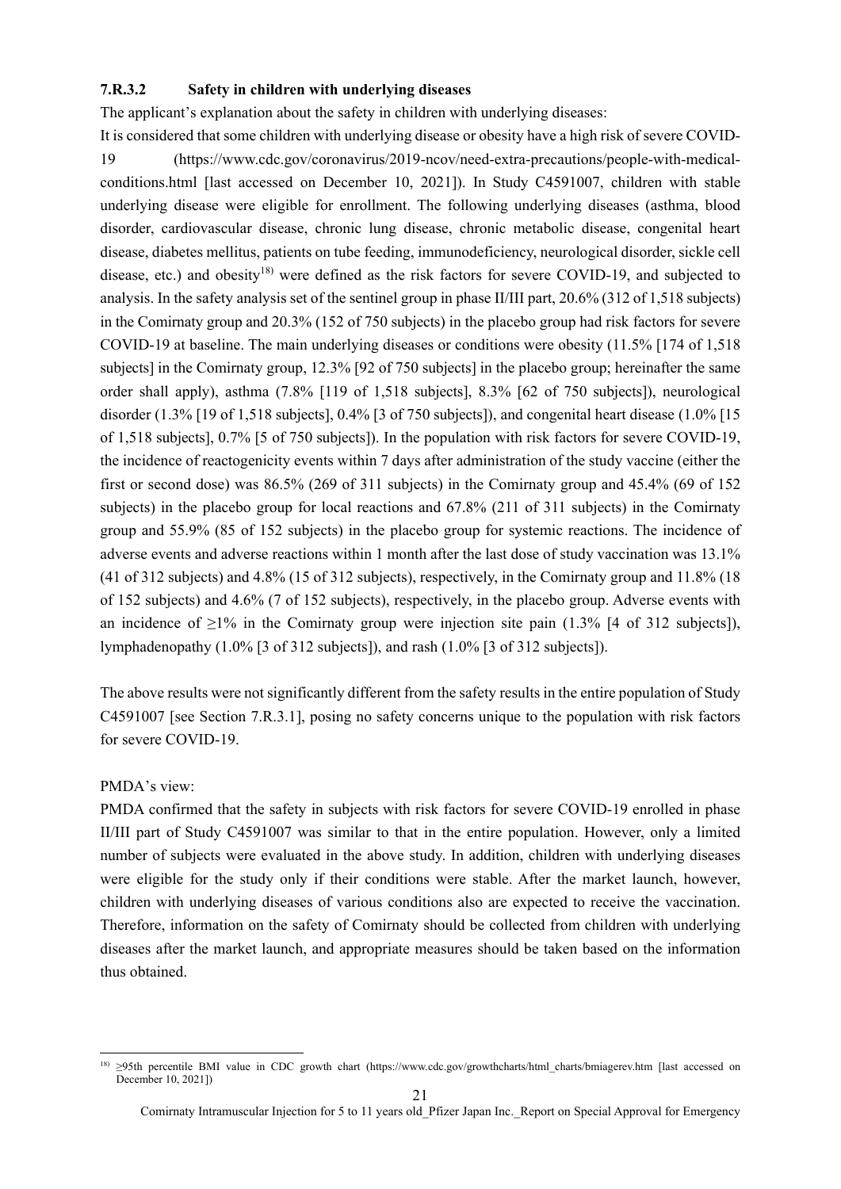### 7.R.3.2 Safety in children with underlying diseases

The applicant's explanation about the safety in children with underlying diseases:

It is considered that some children with underlying disease or obesity have a high risk of severe COVID-19 (https://www.cdc.gov/coronavirus/2019-ncov/need-extra-precautions/people-with-medical-conditions.html [last accessed on December 10, 2021]). In Study C4591007, children with stable underlying disease were eligible for enrollment. The following underlying diseases (asthma, blood disorder, cardiovascular disease, chronic lung disease, chronic metabolic disease, congenital heart disease, diabetes mellitus, patients on tube feeding, immunodeficiency, neurological disorder, sickle cell disease, etc.) and obesity[18] were defined as the risk factors for severe COVID-19, and subjected to analysis. In the safety analysis set of the sentinel group in phase II/III part, 20.6% (312 of 1,518 subjects) in the Comirnaty group and 20.3% (152 of 750 subjects) in the placebo group had risk factors for severe COVID-19 at baseline. The main underlying diseases or conditions were obesity (11.5% [174 of 1,518 subjects] in the Comirnaty group, 12.3% [92 of 750 subjects] in the placebo group; hereinafter the same order shall apply), asthma (7.8% [119 of 1,518 subjects], 8.3% [62 of 750 subjects]), neurological disorder (1.3% [19 of 1,518 subjects], 0.4% [3 of 750 subjects]), and congenital heart disease (1.0% [15 of 1,518 subjects], 0.7% [5 of 750 subjects]). In the population with risk factors for severe COVID-19, the incidence of reactogenicity events within 7 days after administration of the study vaccine (either the first or second dose) was 86.5% (269 of 311 subjects) in the Comirnaty group and 45.4% (69 of 152 subjects) in the placebo group for local reactions and 67.8% (211 of 311 subjects) in the Comirnaty group and 55.9% (85 of 152 subjects) in the placebo group for systemic reactions. The incidence of adverse events and adverse reactions within 1 month after the last dose of study vaccination was 13.1% (41 of 312 subjects) and 4.8% (15 of 312 subjects), respectively, in the Comirnaty group and 11.8% (18 of 152 subjects) and 4.6% (7 of 152 subjects), respectively, in the placebo group. Adverse events with an incidence of ≥1% in the Comirnaty group were injection site pain (1.3% [4 of 312 subjects]), lymphadenopathy (1.0% [3 of 312 subjects]), and rash (1.0% [3 of 312 subjects]).

The above results were not significantly different from the safety results in the entire population of Study C4591007 [see Section 7.R.3.1], posing no safety concerns unique to the population with risk factors for severe COVID-19.

PMDA's view:

PMDA confirmed that the safety in subjects with risk factors for severe COVID-19 enrolled in phase II/III part of Study C4591007 was similar to that in the entire population. However, only a limited number of subjects were evaluated in the above study. In addition, children with underlying diseases were eligible for the study only if their conditions were stable. After the market launch, however, children with underlying diseases of various conditions also are expected to receive the vaccination. Therefore, information on the safety of Comirnaty should be collected from children with underlying diseases after the market launch, and appropriate measures should be taken based on the information thus obtained.

---

[18] ≥95th percentile BMI value in CDC growth chart (https://www.cdc.gov/growthcharts/html_charts/bmiagerev.htm [last accessed on December 10, 2021])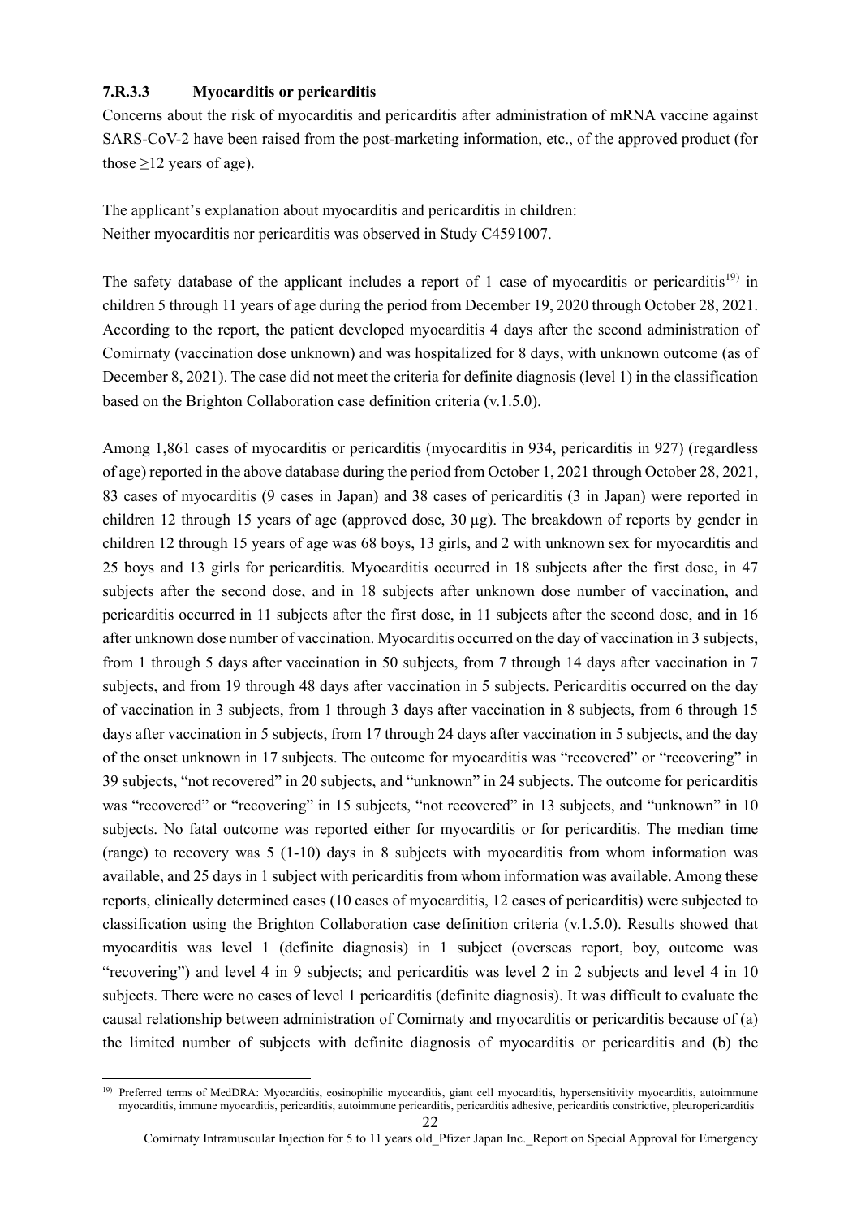### 7.R.3.3 Myocarditis or pericarditis

Concerns about the risk of myocarditis and pericarditis after administration of mRNA vaccine against SARS-CoV-2 have been raised from the post-marketing information, etc., of the approved product (for those ≥12 years of age).

The applicant's explanation about myocarditis and pericarditis in children:
Neither myocarditis nor pericarditis was observed in Study C4591007.

The safety database of the applicant includes a report of 1 case of myocarditis or pericarditis[19] in children 5 through 11 years of age during the period from December 19, 2020 through October 28, 2021. According to the report, the patient developed myocarditis 4 days after the second administration of Comirnaty (vaccination dose unknown) and was hospitalized for 8 days, with unknown outcome (as of December 8, 2021). The case did not meet the criteria for definite diagnosis (level 1) in the classification based on the Brighton Collaboration case definition criteria (v.1.5.0).

Among 1,861 cases of myocarditis or pericarditis (myocarditis in 934, pericarditis in 927) (regardless of age) reported in the above database during the period from October 1, 2021 through October 28, 2021, 83 cases of myocarditis (9 cases in Japan) and 38 cases of pericarditis (3 in Japan) were reported in children 12 through 15 years of age (approved dose, 30 μg). The breakdown of reports by gender in children 12 through 15 years of age was 68 boys, 13 girls, and 2 with unknown sex for myocarditis and 25 boys and 13 girls for pericarditis. Myocarditis occurred in 18 subjects after the first dose, in 47 subjects after the second dose, and in 18 subjects after unknown dose number of vaccination, and pericarditis occurred in 11 subjects after the first dose, in 11 subjects after the second dose, and in 16 after unknown dose number of vaccination. Myocarditis occurred on the day of vaccination in 3 subjects, from 1 through 5 days after vaccination in 50 subjects, from 7 through 14 days after vaccination in 7 subjects, and from 19 through 48 days after vaccination in 5 subjects. Pericarditis occurred on the day of vaccination in 3 subjects, from 1 through 3 days after vaccination in 8 subjects, from 6 through 15 days after vaccination in 5 subjects, from 17 through 24 days after vaccination in 5 subjects, and the day of the onset unknown in 17 subjects. The outcome for myocarditis was "recovered" or "recovering" in 39 subjects, "not recovered" in 20 subjects, and "unknown" in 24 subjects. The outcome for pericarditis was "recovered" or "recovering" in 15 subjects, "not recovered" in 13 subjects, and "unknown" in 10 subjects. No fatal outcome was reported either for myocarditis or for pericarditis. The median time (range) to recovery was 5 (1-10) days in 8 subjects with myocarditis from whom information was available, and 25 days in 1 subject with pericarditis from whom information was available. Among these reports, clinically determined cases (10 cases of myocarditis, 12 cases of pericarditis) were subjected to classification using the Brighton Collaboration case definition criteria (v.1.5.0). Results showed that myocarditis was level 1 (definite diagnosis) in 1 subject (overseas report, boy, outcome was "recovering") and level 4 in 9 subjects; and pericarditis was level 2 in 2 subjects and level 4 in 10 subjects. There were no cases of level 1 pericarditis (definite diagnosis). It was difficult to evaluate the causal relationship between administration of Comirnaty and myocarditis or pericarditis because of (a) the limited number of subjects with definite diagnosis of myocarditis or pericarditis and (b) the

[19] Preferred terms of MedDRA: Myocarditis, eosinophilic myocarditis, giant cell myocarditis, hypersensitivity myocarditis, autoimmune myocarditis, immune myocarditis, pericarditis, autoimmune pericarditis, pericarditis adhesive, pericarditis constrictive, pleuropericarditis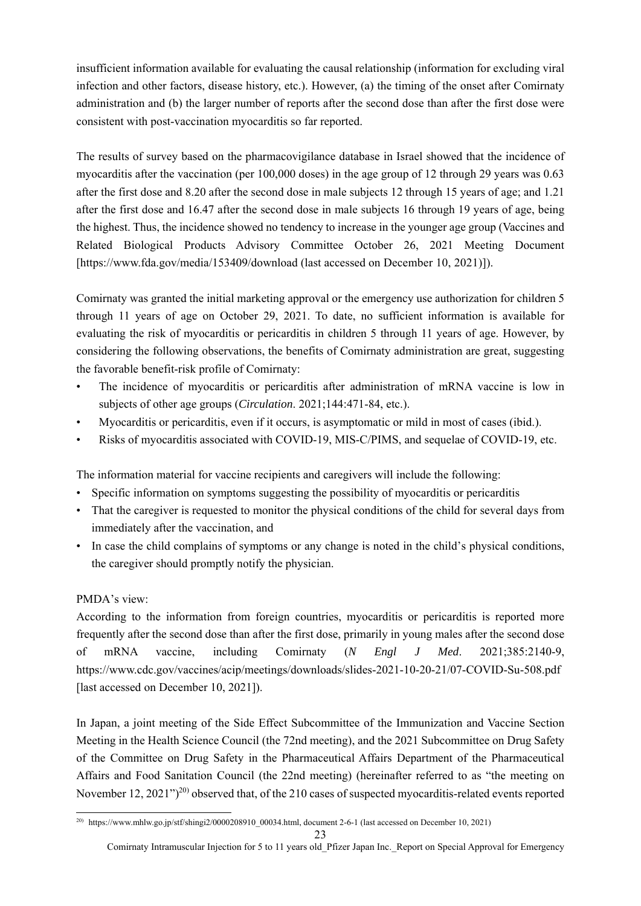insufficient information available for evaluating the causal relationship (information for excluding viral infection and other factors, disease history, etc.). However, (a) the timing of the onset after Comirnaty administration and (b) the larger number of reports after the second dose than after the first dose were consistent with post-vaccination myocarditis so far reported.

The results of survey based on the pharmacovigilance database in Israel showed that the incidence of myocarditis after the vaccination (per 100,000 doses) in the age group of 12 through 29 years was 0.63 after the first dose and 8.20 after the second dose in male subjects 12 through 15 years of age; and 1.21 after the first dose and 16.47 after the second dose in male subjects 16 through 19 years of age, being the highest. Thus, the incidence showed no tendency to increase in the younger age group (Vaccines and Related Biological Products Advisory Committee October 26, 2021 Meeting Document [https://www.fda.gov/media/153409/download (last accessed on December 10, 2021)]).

Comirnaty was granted the initial marketing approval or the emergency use authorization for children 5 through 11 years of age on October 29, 2021. To date, no sufficient information is available for evaluating the risk of myocarditis or pericarditis in children 5 through 11 years of age. However, by considering the following observations, the benefits of Comirnaty administration are great, suggesting the favorable benefit-risk profile of Comirnaty:

- The incidence of myocarditis or pericarditis after administration of mRNA vaccine is low in subjects of other age groups (*Circulation*. 2021;144:471-84, etc.).
- Myocarditis or pericarditis, even if it occurs, is asymptomatic or mild in most of cases (ibid.).
- Risks of myocarditis associated with COVID-19, MIS-C/PIMS, and sequelae of COVID-19, etc.

The information material for vaccine recipients and caregivers will include the following:

- Specific information on symptoms suggesting the possibility of myocarditis or pericarditis
- That the caregiver is requested to monitor the physical conditions of the child for several days from immediately after the vaccination, and
- In case the child complains of symptoms or any change is noted in the child's physical conditions, the caregiver should promptly notify the physician.

PMDA's view:

According to the information from foreign countries, myocarditis or pericarditis is reported more frequently after the second dose than after the first dose, primarily in young males after the second dose of mRNA vaccine, including Comirnaty (*N Engl J Med*. 2021;385:2140-9, https://www.cdc.gov/vaccines/acip/meetings/downloads/slides-2021-10-20-21/07-COVID-Su-508.pdf [last accessed on December 10, 2021]).

In Japan, a joint meeting of the Side Effect Subcommittee of the Immunization and Vaccine Section Meeting in the Health Science Council (the 72nd meeting), and the 2021 Subcommittee on Drug Safety of the Committee on Drug Safety in the Pharmaceutical Affairs Department of the Pharmaceutical Affairs and Food Sanitation Council (the 22nd meeting) (hereinafter referred to as "the meeting on November 12, 2021")[20] observed that, of the 210 cases of suspected myocarditis-related events reported

[20] https://www.mhlw.go.jp/stf/shingi2/0000208910_00034.html, document 2-6-1 (last accessed on December 10, 2021)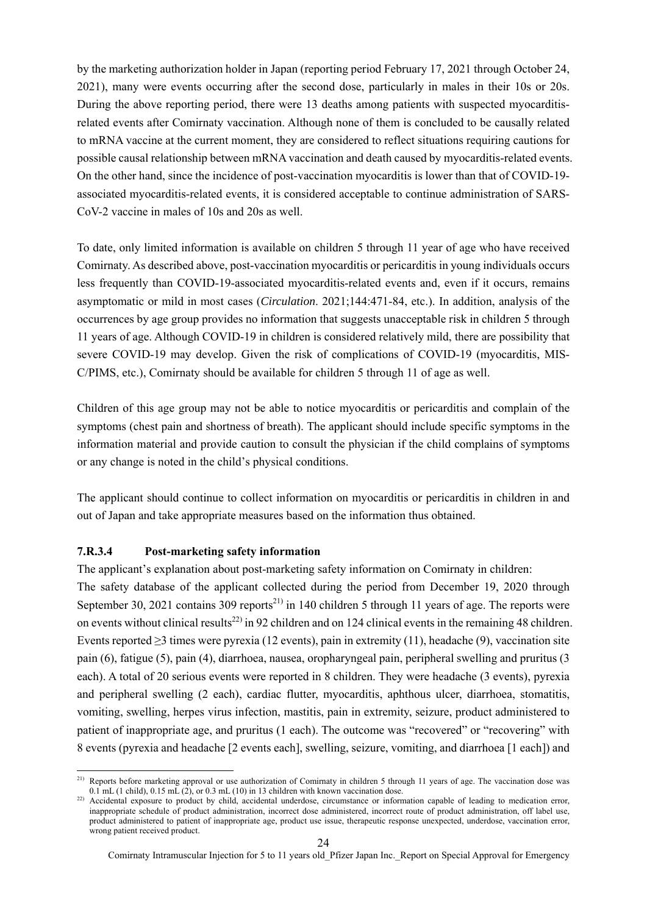by the marketing authorization holder in Japan (reporting period February 17, 2021 through October 24, 2021), many were events occurring after the second dose, particularly in males in their 10s or 20s. During the above reporting period, there were 13 deaths among patients with suspected myocarditis-related events after Comirnaty vaccination. Although none of them is concluded to be causally related to mRNA vaccine at the current moment, they are considered to reflect situations requiring cautions for possible causal relationship between mRNA vaccination and death caused by myocarditis-related events. On the other hand, since the incidence of post-vaccination myocarditis is lower than that of COVID-19-associated myocarditis-related events, it is considered acceptable to continue administration of SARS-CoV-2 vaccine in males of 10s and 20s as well.

To date, only limited information is available on children 5 through 11 year of age who have received Comirnaty. As described above, post-vaccination myocarditis or pericarditis in young individuals occurs less frequently than COVID-19-associated myocarditis-related events and, even if it occurs, remains asymptomatic or mild in most cases (*Circulation*. 2021;144:471-84, etc.). In addition, analysis of the occurrences by age group provides no information that suggests unacceptable risk in children 5 through 11 years of age. Although COVID-19 in children is considered relatively mild, there are possibility that severe COVID-19 may develop. Given the risk of complications of COVID-19 (myocarditis, MIS-C/PIMS, etc.), Comirnaty should be available for children 5 through 11 of age as well.

Children of this age group may not be able to notice myocarditis or pericarditis and complain of the symptoms (chest pain and shortness of breath). The applicant should include specific symptoms in the information material and provide caution to consult the physician if the child complains of symptoms or any change is noted in the child's physical conditions.

The applicant should continue to collect information on myocarditis or pericarditis in children in and out of Japan and take appropriate measures based on the information thus obtained.

#### 7.R.3.4 Post-marketing safety information

The applicant's explanation about post-marketing safety information on Comirnaty in children:

The safety database of the applicant collected during the period from December 19, 2020 through September 30, 2021 contains 309 reports[21] in 140 children 5 through 11 years of age. The reports were on events without clinical results[22] in 92 children and on 124 clinical events in the remaining 48 children. Events reported ≥3 times were pyrexia (12 events), pain in extremity (11), headache (9), vaccination site pain (6), fatigue (5), pain (4), diarrhoea, nausea, oropharyngeal pain, peripheral swelling and pruritus (3 each). A total of 20 serious events were reported in 8 children. They were headache (3 events), pyrexia and peripheral swelling (2 each), cardiac flutter, myocarditis, aphthous ulcer, diarrhoea, stomatitis, vomiting, swelling, herpes virus infection, mastitis, pain in extremity, seizure, product administered to patient of inappropriate age, and pruritus (1 each). The outcome was "recovered" or "recovering" with 8 events (pyrexia and headache [2 events each], swelling, seizure, vomiting, and diarrhoea [1 each]) and

---

[21] Reports before marketing approval or use authorization of Comirnaty in children 5 through 11 years of age. The vaccination dose was 0.1 mL (1 child), 0.15 mL (2), or 0.3 mL (10) in 13 children with known vaccination dose.

[22] Accidental exposure to product by child, accidental underdose, circumstance or information capable of leading to medication error, inappropriate schedule of product administration, incorrect dose administered, incorrect route of product administration, off label use, product administered to patient of inappropriate age, product use issue, therapeutic response unexpected, underdose, vaccination error, wrong patient received product.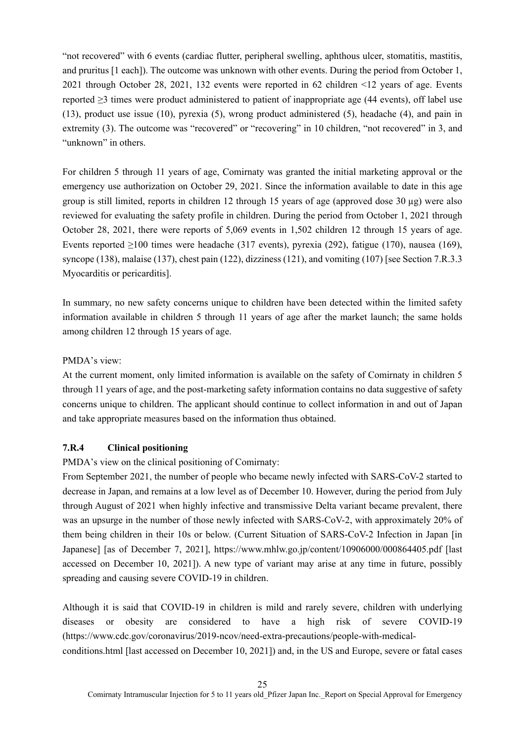"not recovered" with 6 events (cardiac flutter, peripheral swelling, aphthous ulcer, stomatitis, mastitis, and pruritus [1 each]). The outcome was unknown with other events. During the period from October 1, 2021 through October 28, 2021, 132 events were reported in 62 children <12 years of age. Events reported ≥3 times were product administered to patient of inappropriate age (44 events), off label use (13), product use issue (10), pyrexia (5), wrong product administered (5), headache (4), and pain in extremity (3). The outcome was "recovered" or "recovering" in 10 children, "not recovered" in 3, and "unknown" in others.

For children 5 through 11 years of age, Comirnaty was granted the initial marketing approval or the emergency use authorization on October 29, 2021. Since the information available to date in this age group is still limited, reports in children 12 through 15 years of age (approved dose 30 µg) were also reviewed for evaluating the safety profile in children. During the period from October 1, 2021 through October 28, 2021, there were reports of 5,069 events in 1,502 children 12 through 15 years of age. Events reported ≥100 times were headache (317 events), pyrexia (292), fatigue (170), nausea (169), syncope (138), malaise (137), chest pain (122), dizziness (121), and vomiting (107) [see Section 7.R.3.3 Myocarditis or pericarditis].

In summary, no new safety concerns unique to children have been detected within the limited safety information available in children 5 through 11 years of age after the market launch; the same holds among children 12 through 15 years of age.

PMDA's view:
At the current moment, only limited information is available on the safety of Comirnaty in children 5 through 11 years of age, and the post-marketing safety information contains no data suggestive of safety concerns unique to children. The applicant should continue to collect information in and out of Japan and take appropriate measures based on the information thus obtained.

### 7.R.4 Clinical positioning

PMDA's view on the clinical positioning of Comirnaty:
From September 2021, the number of people who became newly infected with SARS-CoV-2 started to decrease in Japan, and remains at a low level as of December 10. However, during the period from July through August of 2021 when highly infective and transmissive Delta variant became prevalent, there was an upsurge in the number of those newly infected with SARS-CoV-2, with approximately 20% of them being children in their 10s or below. (Current Situation of SARS-CoV-2 Infection in Japan [in Japanese] [as of December 7, 2021], https://www.mhlw.go.jp/content/10906000/000864405.pdf [last accessed on December 10, 2021]). A new type of variant may arise at any time in future, possibly spreading and causing severe COVID-19 in children.

Although it is said that COVID-19 in children is mild and rarely severe, children with underlying diseases or obesity are considered to have a high risk of severe COVID-19 (https://www.cdc.gov/coronavirus/2019-ncov/need-extra-precautions/people-with-medical-conditions.html [last accessed on December 10, 2021]) and, in the US and Europe, severe or fatal cases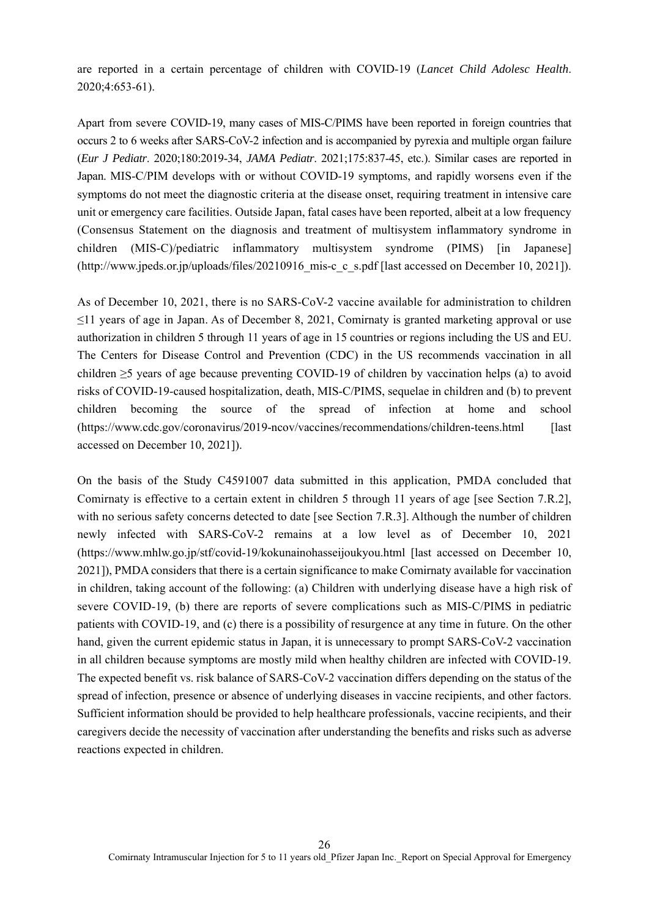are reported in a certain percentage of children with COVID-19 (*Lancet Child Adolesc Health*. 2020;4:653-61).

Apart from severe COVID-19, many cases of MIS-C/PIMS have been reported in foreign countries that occurs 2 to 6 weeks after SARS-CoV-2 infection and is accompanied by pyrexia and multiple organ failure (*Eur J Pediatr*. 2020;180:2019-34, *JAMA Pediatr*. 2021;175:837-45, etc.). Similar cases are reported in Japan. MIS-C/PIM develops with or without COVID-19 symptoms, and rapidly worsens even if the symptoms do not meet the diagnostic criteria at the disease onset, requiring treatment in intensive care unit or emergency care facilities. Outside Japan, fatal cases have been reported, albeit at a low frequency (Consensus Statement on the diagnosis and treatment of multisystem inflammatory syndrome in children (MIS-C)/pediatric inflammatory multisystem syndrome (PIMS) [in Japanese] (http://www.jpeds.or.jp/uploads/files/20210916_mis-c_c_s.pdf [last accessed on December 10, 2021]).

As of December 10, 2021, there is no SARS-CoV-2 vaccine available for administration to children ≤11 years of age in Japan. As of December 8, 2021, Comirnaty is granted marketing approval or use authorization in children 5 through 11 years of age in 15 countries or regions including the US and EU. The Centers for Disease Control and Prevention (CDC) in the US recommends vaccination in all children ≥5 years of age because preventing COVID-19 of children by vaccination helps (a) to avoid risks of COVID-19-caused hospitalization, death, MIS-C/PIMS, sequelae in children and (b) to prevent children becoming the source of the spread of infection at home and school (https://www.cdc.gov/coronavirus/2019-ncov/vaccines/recommendations/children-teens.html [last accessed on December 10, 2021]).

On the basis of the Study C4591007 data submitted in this application, PMDA concluded that Comirnaty is effective to a certain extent in children 5 through 11 years of age [see Section 7.R.2], with no serious safety concerns detected to date [see Section 7.R.3]. Although the number of children newly infected with SARS-CoV-2 remains at a low level as of December 10, 2021 (https://www.mhlw.go.jp/stf/covid-19/kokunainohasseijoukyou.html [last accessed on December 10, 2021]), PMDA considers that there is a certain significance to make Comirnaty available for vaccination in children, taking account of the following: (a) Children with underlying disease have a high risk of severe COVID-19, (b) there are reports of severe complications such as MIS-C/PIMS in pediatric patients with COVID-19, and (c) there is a possibility of resurgence at any time in future. On the other hand, given the current epidemic status in Japan, it is unnecessary to prompt SARS-CoV-2 vaccination in all children because symptoms are mostly mild when healthy children are infected with COVID-19. The expected benefit vs. risk balance of SARS-CoV-2 vaccination differs depending on the status of the spread of infection, presence or absence of underlying diseases in vaccine recipients, and other factors. Sufficient information should be provided to help healthcare professionals, vaccine recipients, and their caregivers decide the necessity of vaccination after understanding the benefits and risks such as adverse reactions expected in children.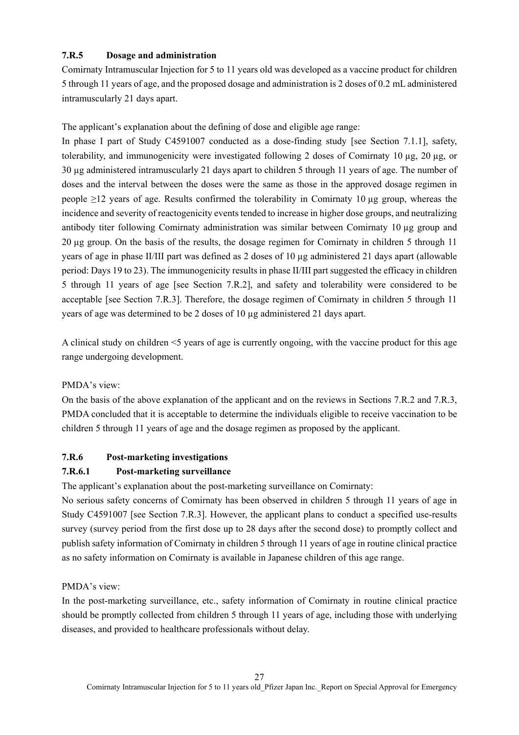### 7.R.5 Dosage and administration

Comirnaty Intramuscular Injection for 5 to 11 years old was developed as a vaccine product for children 5 through 11 years of age, and the proposed dosage and administration is 2 doses of 0.2 mL administered intramuscularly 21 days apart.

The applicant's explanation about the defining of dose and eligible age range:

In phase I part of Study C4591007 conducted as a dose-finding study [see Section 7.1.1], safety, tolerability, and immunogenicity were investigated following 2 doses of Comirnaty 10 µg, 20 µg, or 30 µg administered intramuscularly 21 days apart to children 5 through 11 years of age. The number of doses and the interval between the doses were the same as those in the approved dosage regimen in people ≥12 years of age. Results confirmed the tolerability in Comirnaty 10 µg group, whereas the incidence and severity of reactogenicity events tended to increase in higher dose groups, and neutralizing antibody titer following Comirnaty administration was similar between Comirnaty 10 µg group and 20 µg group. On the basis of the results, the dosage regimen for Comirnaty in children 5 through 11 years of age in phase II/III part was defined as 2 doses of 10 µg administered 21 days apart (allowable period: Days 19 to 23). The immunogenicity results in phase II/III part suggested the efficacy in children 5 through 11 years of age [see Section 7.R.2], and safety and tolerability were considered to be acceptable [see Section 7.R.3]. Therefore, the dosage regimen of Comirnaty in children 5 through 11 years of age was determined to be 2 doses of 10 µg administered 21 days apart.

A clinical study on children <5 years of age is currently ongoing, with the vaccine product for this age range undergoing development.

PMDA's view:

On the basis of the above explanation of the applicant and on the reviews in Sections 7.R.2 and 7.R.3, PMDA concluded that it is acceptable to determine the individuals eligible to receive vaccination to be children 5 through 11 years of age and the dosage regimen as proposed by the applicant.

### 7.R.6 Post-marketing investigations

#### 7.R.6.1 Post-marketing surveillance

The applicant's explanation about the post-marketing surveillance on Comirnaty:

No serious safety concerns of Comirnaty has been observed in children 5 through 11 years of age in Study C4591007 [see Section 7.R.3]. However, the applicant plans to conduct a specified use-results survey (survey period from the first dose up to 28 days after the second dose) to promptly collect and publish safety information of Comirnaty in children 5 through 11 years of age in routine clinical practice as no safety information on Comirnaty is available in Japanese children of this age range.

PMDA's view:

In the post-marketing surveillance, etc., safety information of Comirnaty in routine clinical practice should be promptly collected from children 5 through 11 years of age, including those with underlying diseases, and provided to healthcare professionals without delay.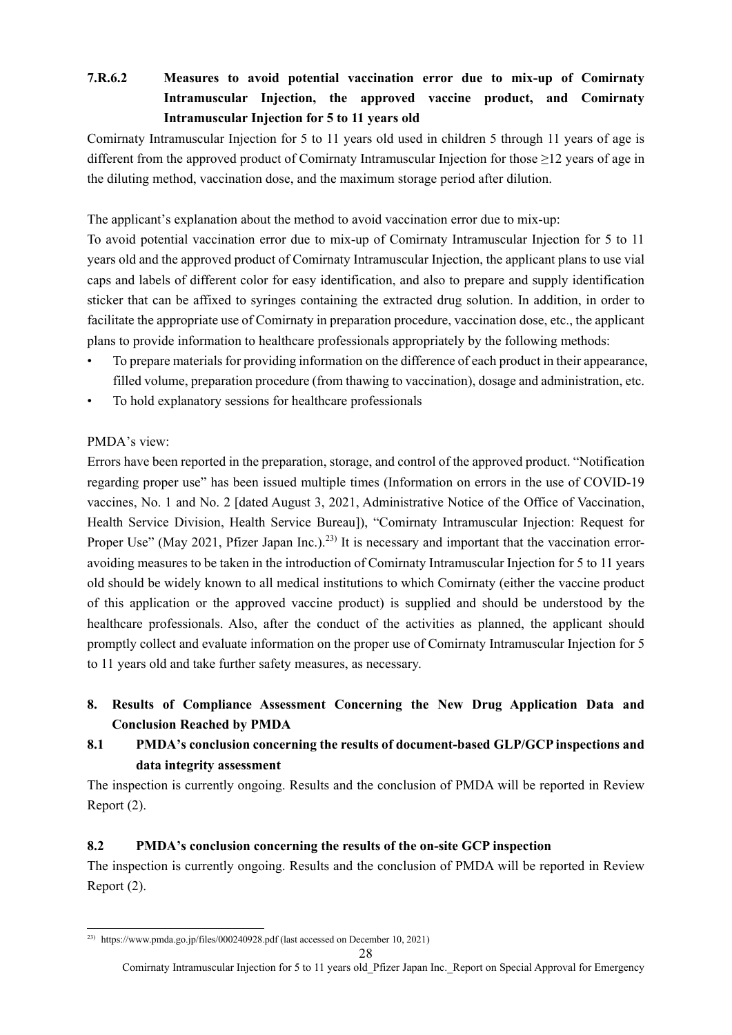#### 7.R.6.2 Measures to avoid potential vaccination error due to mix-up of Comirnaty Intramuscular Injection, the approved vaccine product, and Comirnaty Intramuscular Injection for 5 to 11 years old

Comirnaty Intramuscular Injection for 5 to 11 years old used in children 5 through 11 years of age is different from the approved product of Comirnaty Intramuscular Injection for those ≥12 years of age in the diluting method, vaccination dose, and the maximum storage period after dilution.

The applicant's explanation about the method to avoid vaccination error due to mix-up:

To avoid potential vaccination error due to mix-up of Comirnaty Intramuscular Injection for 5 to 11 years old and the approved product of Comirnaty Intramuscular Injection, the applicant plans to use vial caps and labels of different color for easy identification, and also to prepare and supply identification sticker that can be affixed to syringes containing the extracted drug solution. In addition, in order to facilitate the appropriate use of Comirnaty in preparation procedure, vaccination dose, etc., the applicant plans to provide information to healthcare professionals appropriately by the following methods:

- To prepare materials for providing information on the difference of each product in their appearance, filled volume, preparation procedure (from thawing to vaccination), dosage and administration, etc.
- To hold explanatory sessions for healthcare professionals

PMDA's view:

Errors have been reported in the preparation, storage, and control of the approved product. "Notification regarding proper use" has been issued multiple times (Information on errors in the use of COVID-19 vaccines, No. 1 and No. 2 [dated August 3, 2021, Administrative Notice of the Office of Vaccination, Health Service Division, Health Service Bureau]), "Comirnaty Intramuscular Injection: Request for Proper Use" (May 2021, Pfizer Japan Inc.).[23)] It is necessary and important that the vaccination error-avoiding measures to be taken in the introduction of Comirnaty Intramuscular Injection for 5 to 11 years old should be widely known to all medical institutions to which Comirnaty (either the vaccine product of this application or the approved vaccine product) is supplied and should be understood by the healthcare professionals. Also, after the conduct of the activities as planned, the applicant should promptly collect and evaluate information on the proper use of Comirnaty Intramuscular Injection for 5 to 11 years old and take further safety measures, as necessary.

## 8. Results of Compliance Assessment Concerning the New Drug Application Data and Conclusion Reached by PMDA

### 8.1 PMDA's conclusion concerning the results of document-based GLP/GCP inspections and data integrity assessment

The inspection is currently ongoing. Results and the conclusion of PMDA will be reported in Review Report (2).

### 8.2 PMDA's conclusion concerning the results of the on-site GCP inspection

The inspection is currently ongoing. Results and the conclusion of PMDA will be reported in Review Report (2).

---

23) https://www.pmda.go.jp/files/000240928.pdf (last accessed on December 10, 2021)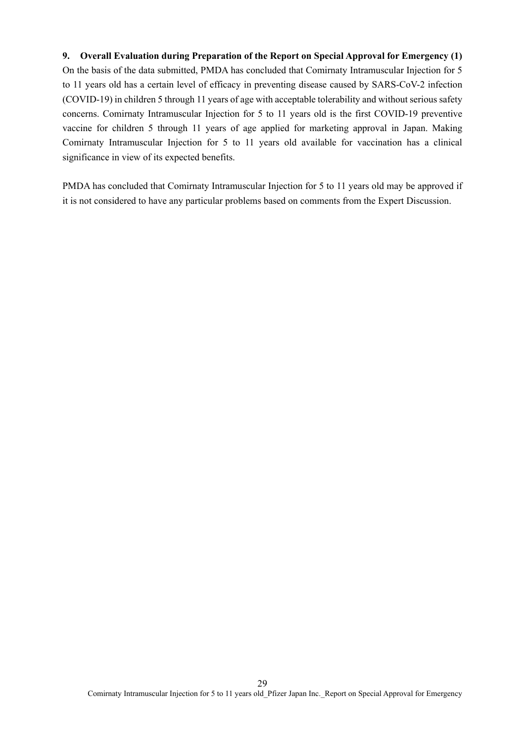## 9. Overall Evaluation during Preparation of the Report on Special Approval for Emergency (1)

On the basis of the data submitted, PMDA has concluded that Comirnaty Intramuscular Injection for 5 to 11 years old has a certain level of efficacy in preventing disease caused by SARS-CoV-2 infection (COVID-19) in children 5 through 11 years of age with acceptable tolerability and without serious safety concerns. Comirnaty Intramuscular Injection for 5 to 11 years old is the first COVID-19 preventive vaccine for children 5 through 11 years of age applied for marketing approval in Japan. Making Comirnaty Intramuscular Injection for 5 to 11 years old available for vaccination has a clinical significance in view of its expected benefits.

PMDA has concluded that Comirnaty Intramuscular Injection for 5 to 11 years old may be approved if it is not considered to have any particular problems based on comments from the Expert Discussion.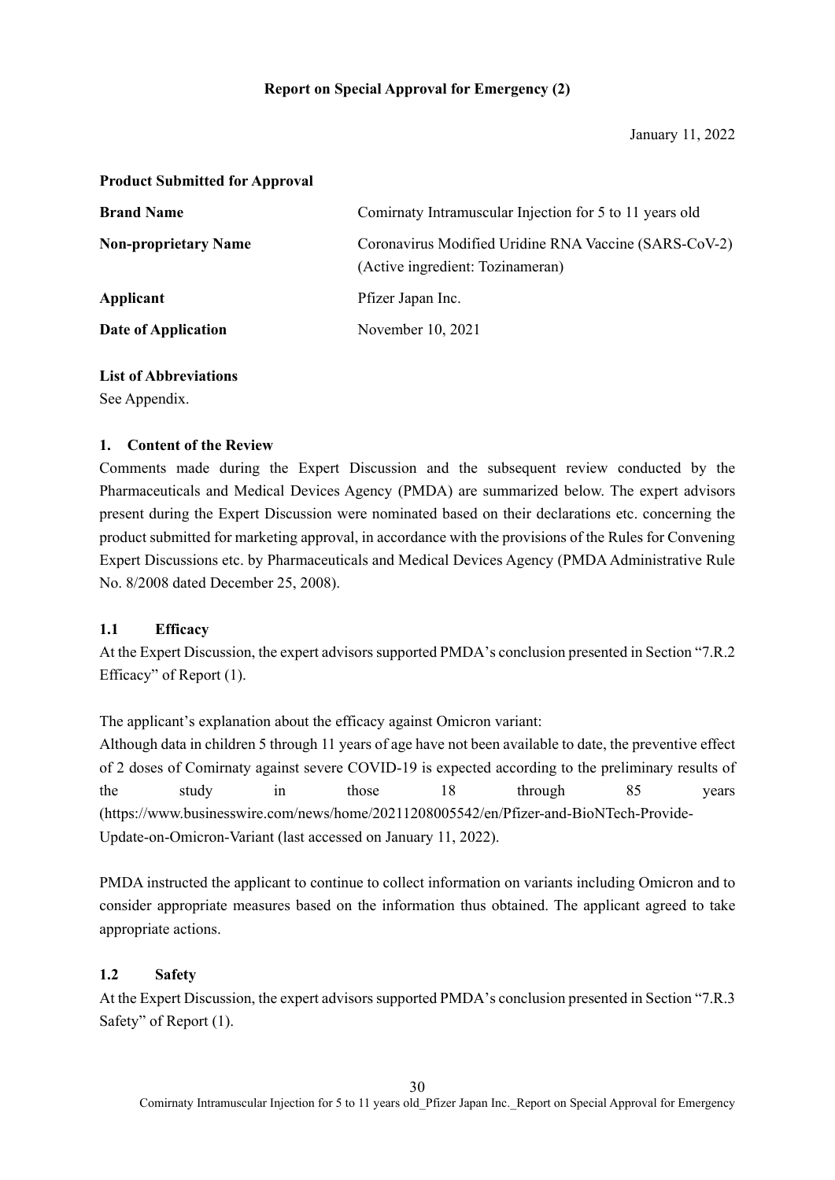**Report on Special Approval for Emergency (2)**

January 11, 2022

**Product Submitted for Approval**

| | |
|---|---|
| **Brand Name** | Comirnaty Intramuscular Injection for 5 to 11 years old |
| **Non-proprietary Name** | Coronavirus Modified Uridine RNA Vaccine (SARS-CoV-2) (Active ingredient: Tozinameran) |
| **Applicant** | Pfizer Japan Inc. |
| **Date of Application** | November 10, 2021 |

**List of Abbreviations**

See Appendix.

## 1. Content of the Review

Comments made during the Expert Discussion and the subsequent review conducted by the Pharmaceuticals and Medical Devices Agency (PMDA) are summarized below. The expert advisors present during the Expert Discussion were nominated based on their declarations etc. concerning the product submitted for marketing approval, in accordance with the provisions of the Rules for Convening Expert Discussions etc. by Pharmaceuticals and Medical Devices Agency (PMDA Administrative Rule No. 8/2008 dated December 25, 2008).

### 1.1 Efficacy

At the Expert Discussion, the expert advisors supported PMDA's conclusion presented in Section "7.R.2 Efficacy" of Report (1).

The applicant's explanation about the efficacy against Omicron variant:

Although data in children 5 through 11 years of age have not been available to date, the preventive effect of 2 doses of Comirnaty against severe COVID-19 is expected according to the preliminary results of the study in those 18 through 85 years (https://www.businesswire.com/news/home/20211208005542/en/Pfizer-and-BioNTech-Provide-Update-on-Omicron-Variant (last accessed on January 11, 2022).

PMDA instructed the applicant to continue to collect information on variants including Omicron and to consider appropriate measures based on the information thus obtained. The applicant agreed to take appropriate actions.

### 1.2 Safety

At the Expert Discussion, the expert advisors supported PMDA's conclusion presented in Section "7.R.3 Safety" of Report (1).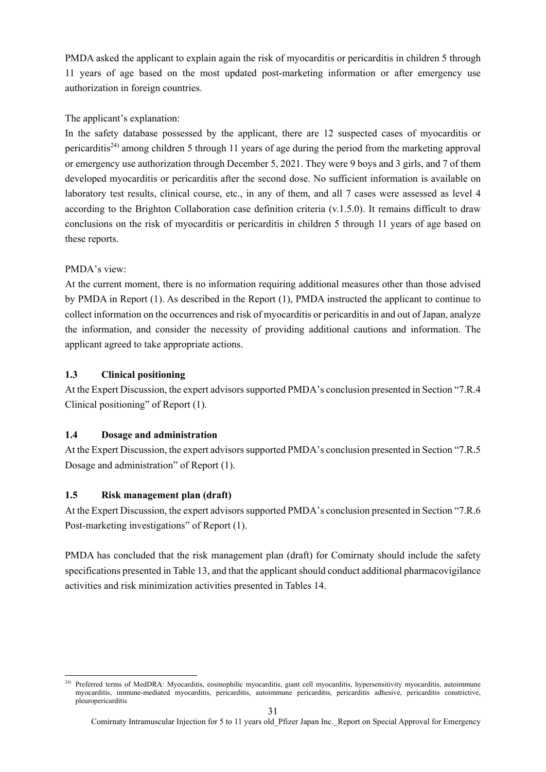PMDA asked the applicant to explain again the risk of myocarditis or pericarditis in children 5 through 11 years of age based on the most updated post-marketing information or after emergency use authorization in foreign countries.

The applicant's explanation:

In the safety database possessed by the applicant, there are 12 suspected cases of myocarditis or pericarditis[24] among children 5 through 11 years of age during the period from the marketing approval or emergency use authorization through December 5, 2021. They were 9 boys and 3 girls, and 7 of them developed myocarditis or pericarditis after the second dose. No sufficient information is available on laboratory test results, clinical course, etc., in any of them, and all 7 cases were assessed as level 4 according to the Brighton Collaboration case definition criteria (v.1.5.0). It remains difficult to draw conclusions on the risk of myocarditis or pericarditis in children 5 through 11 years of age based on these reports.

PMDA's view:

At the current moment, there is no information requiring additional measures other than those advised by PMDA in Report (1). As described in the Report (1), PMDA instructed the applicant to continue to collect information on the occurrences and risk of myocarditis or pericarditis in and out of Japan, analyze the information, and consider the necessity of providing additional cautions and information. The applicant agreed to take appropriate actions.

### 1.3 Clinical positioning

At the Expert Discussion, the expert advisors supported PMDA's conclusion presented in Section "7.R.4 Clinical positioning" of Report (1).

### 1.4 Dosage and administration

At the Expert Discussion, the expert advisors supported PMDA's conclusion presented in Section "7.R.5 Dosage and administration" of Report (1).

### 1.5 Risk management plan (draft)

At the Expert Discussion, the expert advisors supported PMDA's conclusion presented in Section "7.R.6 Post-marketing investigations" of Report (1).

PMDA has concluded that the risk management plan (draft) for Comirnaty should include the safety specifications presented in Table 13, and that the applicant should conduct additional pharmacovigilance activities and risk minimization activities presented in Tables 14.

[24] Preferred terms of MedDRA: Myocarditis, eosinophilic myocarditis, giant cell myocarditis, hypersensitivity myocarditis, autoimmune myocarditis, immune-mediated myocarditis, pericarditis, autoimmune pericarditis, pericarditis adhesive, pericarditis constrictive, pleuropericarditis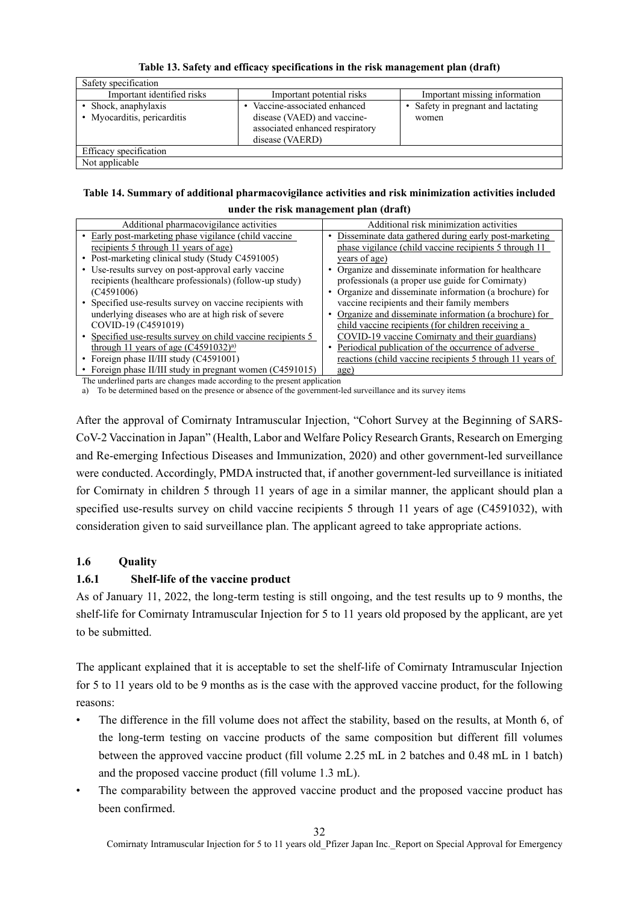**Table 13. Safety and efficacy specifications in the risk management plan (draft)**

| Safety specification | | |
|---|---|---|
| Important identified risks | Important potential risks | Important missing information |
| • Shock, anaphylaxis<br>• Myocarditis, pericarditis | • Vaccine-associated enhanced disease (VAED) and vaccine-associated enhanced respiratory disease (VAERD) | • Safety in pregnant and lactating women |
| Efficacy specification | | |
| Not applicable | | |

**Table 14. Summary of additional pharmacovigilance activities and risk minimization activities included under the risk management plan (draft)**

| Additional pharmacovigilance activities | Additional risk minimization activities |
|---|---|
| • Early post-marketing phase vigilance (child vaccine recipients 5 through 11 years of age)<br>• Post-marketing clinical study (Study C4591005)<br>• Use-results survey on post-approval early vaccine recipients (healthcare professionals) (follow-up study) (C4591006)<br>• Specified use-results survey on vaccine recipients with underlying diseases who are at high risk of severe COVID-19 (C4591019)<br>• Specified use-results survey on child vaccine recipients 5 through 11 years of age (C4591032)[a)]<br>• Foreign phase II/III study (C4591001)<br>• Foreign phase II/III study in pregnant women (C4591015) | • Disseminate data gathered during early post-marketing phase vigilance (child vaccine recipients 5 through 11 years of age)<br>• Organize and disseminate information for healthcare professionals (a proper use guide for Comirnaty)<br>• Organize and disseminate information (a brochure) for vaccine recipients and their family members<br>• Organize and disseminate information (a brochure) for child vaccine recipients (for children receiving a COVID-19 vaccine Comirnaty and their guardians)<br>• Periodical publication of the occurrence of adverse reactions (child vaccine recipients 5 through 11 years of age) |

The underlined parts are changes made according to the present application

a) To be determined based on the presence or absence of the government-led surveillance and its survey items

After the approval of Comirnaty Intramuscular Injection, "Cohort Survey at the Beginning of SARS-CoV-2 Vaccination in Japan" (Health, Labor and Welfare Policy Research Grants, Research on Emerging and Re-emerging Infectious Diseases and Immunization, 2020) and other government-led surveillance were conducted. Accordingly, PMDA instructed that, if another government-led surveillance is initiated for Comirnaty in children 5 through 11 years of age in a similar manner, the applicant should plan a specified use-results survey on child vaccine recipients 5 through 11 years of age (C4591032), with consideration given to said surveillance plan. The applicant agreed to take appropriate actions.

### 1.6 Quality

#### 1.6.1 Shelf-life of the vaccine product

As of January 11, 2022, the long-term testing is still ongoing, and the test results up to 9 months, the shelf-life for Comirnaty Intramuscular Injection for 5 to 11 years old proposed by the applicant, are yet to be submitted.

The applicant explained that it is acceptable to set the shelf-life of Comirnaty Intramuscular Injection for 5 to 11 years old to be 9 months as is the case with the approved vaccine product, for the following reasons:

- The difference in the fill volume does not affect the stability, based on the results, at Month 6, of the long-term testing on vaccine products of the same composition but different fill volumes between the approved vaccine product (fill volume 2.25 mL in 2 batches and 0.48 mL in 1 batch) and the proposed vaccine product (fill volume 1.3 mL).
- The comparability between the approved vaccine product and the proposed vaccine product has been confirmed.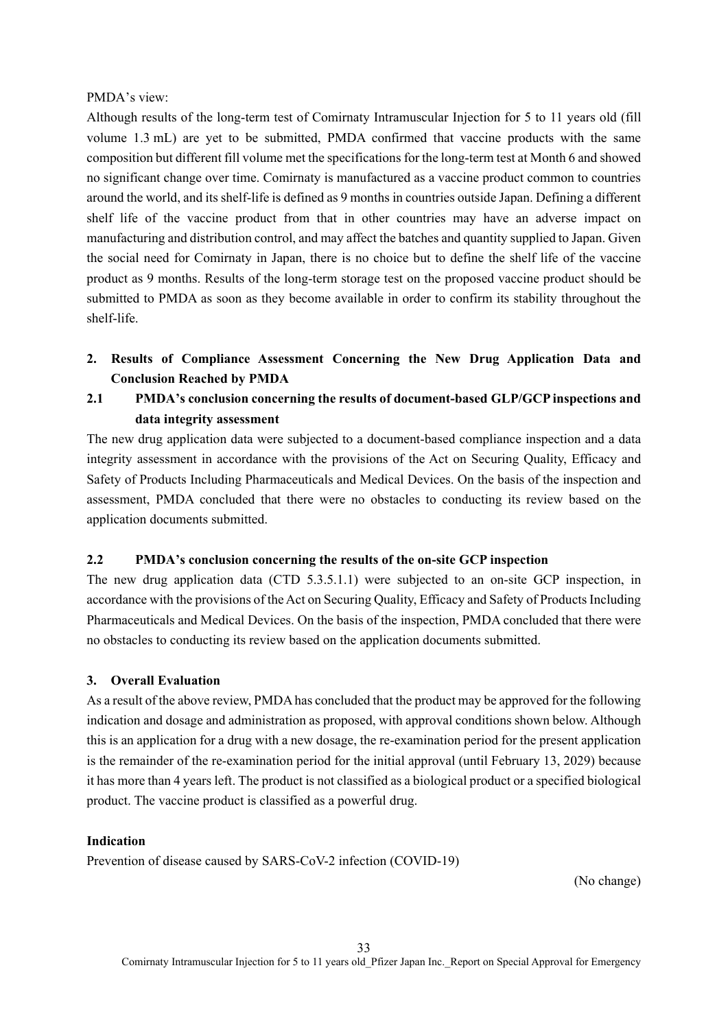PMDA's view:

Although results of the long-term test of Comirnaty Intramuscular Injection for 5 to 11 years old (fill volume 1.3 mL) are yet to be submitted, PMDA confirmed that vaccine products with the same composition but different fill volume met the specifications for the long-term test at Month 6 and showed no significant change over time. Comirnaty is manufactured as a vaccine product common to countries around the world, and its shelf-life is defined as 9 months in countries outside Japan. Defining a different shelf life of the vaccine product from that in other countries may have an adverse impact on manufacturing and distribution control, and may affect the batches and quantity supplied to Japan. Given the social need for Comirnaty in Japan, there is no choice but to define the shelf life of the vaccine product as 9 months. Results of the long-term storage test on the proposed vaccine product should be submitted to PMDA as soon as they become available in order to confirm its stability throughout the shelf-life.

## 2. Results of Compliance Assessment Concerning the New Drug Application Data and Conclusion Reached by PMDA

### 2.1 PMDA's conclusion concerning the results of document-based GLP/GCP inspections and data integrity assessment

The new drug application data were subjected to a document-based compliance inspection and a data integrity assessment in accordance with the provisions of the Act on Securing Quality, Efficacy and Safety of Products Including Pharmaceuticals and Medical Devices. On the basis of the inspection and assessment, PMDA concluded that there were no obstacles to conducting its review based on the application documents submitted.

### 2.2 PMDA's conclusion concerning the results of the on-site GCP inspection

The new drug application data (CTD 5.3.5.1.1) were subjected to an on-site GCP inspection, in accordance with the provisions of the Act on Securing Quality, Efficacy and Safety of Products Including Pharmaceuticals and Medical Devices. On the basis of the inspection, PMDA concluded that there were no obstacles to conducting its review based on the application documents submitted.

## 3. Overall Evaluation

As a result of the above review, PMDA has concluded that the product may be approved for the following indication and dosage and administration as proposed, with approval conditions shown below. Although this is an application for a drug with a new dosage, the re-examination period for the present application is the remainder of the re-examination period for the initial approval (until February 13, 2029) because it has more than 4 years left. The product is not classified as a biological product or a specified biological product. The vaccine product is classified as a powerful drug.

**Indication**

Prevention of disease caused by SARS-CoV-2 infection (COVID-19)

(No change)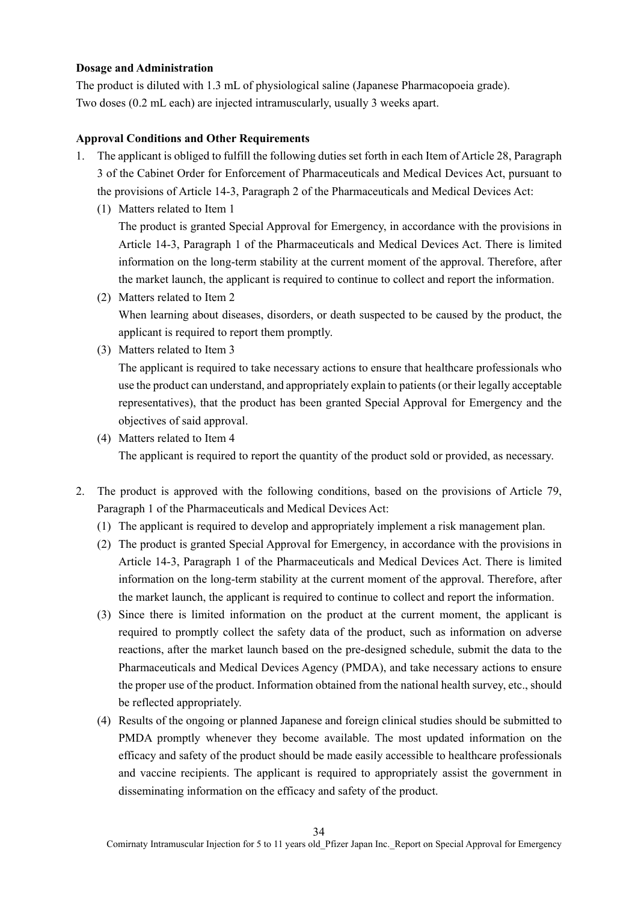**Dosage and Administration**

The product is diluted with 1.3 mL of physiological saline (Japanese Pharmacopoeia grade).
Two doses (0.2 mL each) are injected intramuscularly, usually 3 weeks apart.

**Approval Conditions and Other Requirements**

1. The applicant is obliged to fulfill the following duties set forth in each Item of Article 28, Paragraph 3 of the Cabinet Order for Enforcement of Pharmaceuticals and Medical Devices Act, pursuant to the provisions of Article 14-3, Paragraph 2 of the Pharmaceuticals and Medical Devices Act:
   (1) Matters related to Item 1
   The product is granted Special Approval for Emergency, in accordance with the provisions in Article 14-3, Paragraph 1 of the Pharmaceuticals and Medical Devices Act. There is limited information on the long-term stability at the current moment of the approval. Therefore, after the market launch, the applicant is required to continue to collect and report the information.
   (2) Matters related to Item 2
   When learning about diseases, disorders, or death suspected to be caused by the product, the applicant is required to report them promptly.
   (3) Matters related to Item 3
   The applicant is required to take necessary actions to ensure that healthcare professionals who use the product can understand, and appropriately explain to patients (or their legally acceptable representatives), that the product has been granted Special Approval for Emergency and the objectives of said approval.
   (4) Matters related to Item 4
   The applicant is required to report the quantity of the product sold or provided, as necessary.

2. The product is approved with the following conditions, based on the provisions of Article 79, Paragraph 1 of the Pharmaceuticals and Medical Devices Act:
   (1) The applicant is required to develop and appropriately implement a risk management plan.
   (2) The product is granted Special Approval for Emergency, in accordance with the provisions in Article 14-3, Paragraph 1 of the Pharmaceuticals and Medical Devices Act. There is limited information on the long-term stability at the current moment of the approval. Therefore, after the market launch, the applicant is required to continue to collect and report the information.
   (3) Since there is limited information on the product at the current moment, the applicant is required to promptly collect the safety data of the product, such as information on adverse reactions, after the market launch based on the pre-designed schedule, submit the data to the Pharmaceuticals and Medical Devices Agency (PMDA), and take necessary actions to ensure the proper use of the product. Information obtained from the national health survey, etc., should be reflected appropriately.
   (4) Results of the ongoing or planned Japanese and foreign clinical studies should be submitted to PMDA promptly whenever they become available. The most updated information on the efficacy and safety of the product should be made easily accessible to healthcare professionals and vaccine recipients. The applicant is required to appropriately assist the government in disseminating information on the efficacy and safety of the product.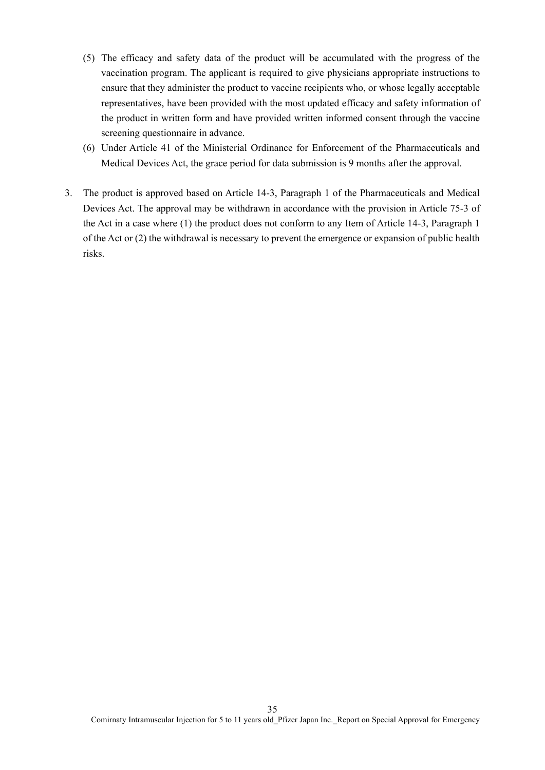(5) The efficacy and safety data of the product will be accumulated with the progress of the vaccination program. The applicant is required to give physicians appropriate instructions to ensure that they administer the product to vaccine recipients who, or whose legally acceptable representatives, have been provided with the most updated efficacy and safety information of the product in written form and have provided written informed consent through the vaccine screening questionnaire in advance.

(6) Under Article 41 of the Ministerial Ordinance for Enforcement of the Pharmaceuticals and Medical Devices Act, the grace period for data submission is 9 months after the approval.

3. The product is approved based on Article 14-3, Paragraph 1 of the Pharmaceuticals and Medical Devices Act. The approval may be withdrawn in accordance with the provision in Article 75-3 of the Act in a case where (1) the product does not conform to any Item of Article 14-3, Paragraph 1 of the Act or (2) the withdrawal is necessary to prevent the emergence or expansion of public health risks.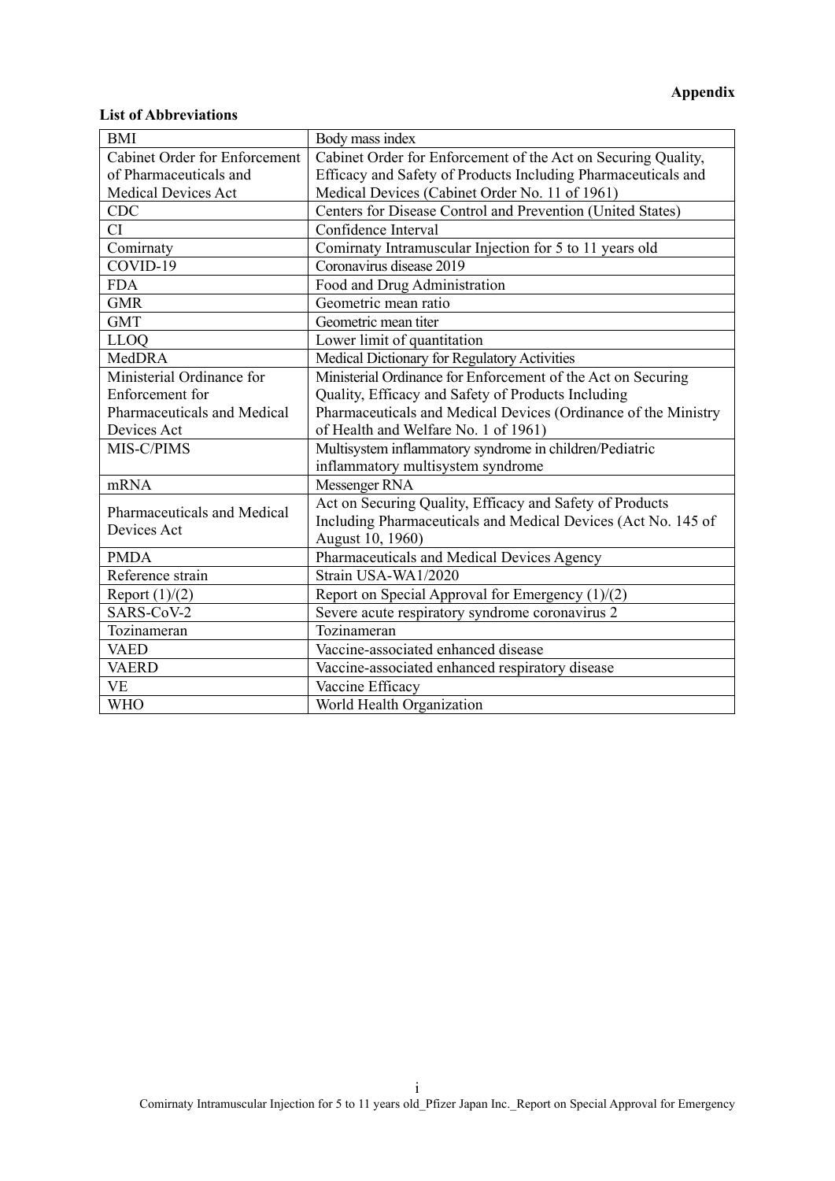**Appendix**

**List of Abbreviations**

| | |
|---|---|
| BMI | Body mass index |
| Cabinet Order for Enforcement of Pharmaceuticals and Medical Devices Act | Cabinet Order for Enforcement of the Act on Securing Quality, Efficacy and Safety of Products Including Pharmaceuticals and Medical Devices (Cabinet Order No. 11 of 1961) |
| CDC | Centers for Disease Control and Prevention (United States) |
| CI | Confidence Interval |
| Comirnaty | Comirnaty Intramuscular Injection for 5 to 11 years old |
| COVID-19 | Coronavirus disease 2019 |
| FDA | Food and Drug Administration |
| GMR | Geometric mean ratio |
| GMT | Geometric mean titer |
| LLOQ | Lower limit of quantitation |
| MedDRA | Medical Dictionary for Regulatory Activities |
| Ministerial Ordinance for Enforcement for Pharmaceuticals and Medical Devices Act | Ministerial Ordinance for Enforcement of the Act on Securing Quality, Efficacy and Safety of Products Including Pharmaceuticals and Medical Devices (Ordinance of the Ministry of Health and Welfare No. 1 of 1961) |
| MIS-C/PIMS | Multisystem inflammatory syndrome in children/Pediatric inflammatory multisystem syndrome |
| mRNA | Messenger RNA |
| Pharmaceuticals and Medical Devices Act | Act on Securing Quality, Efficacy and Safety of Products Including Pharmaceuticals and Medical Devices (Act No. 145 of August 10, 1960) |
| PMDA | Pharmaceuticals and Medical Devices Agency |
| Reference strain | Strain USA-WA1/2020 |
| Report (1)/(2) | Report on Special Approval for Emergency (1)/(2) |
| SARS-CoV-2 | Severe acute respiratory syndrome coronavirus 2 |
| Tozinameran | Tozinameran |
| VAED | Vaccine-associated enhanced disease |
| VAERD | Vaccine-associated enhanced respiratory disease |
| VE | Vaccine Efficacy |
| WHO | World Health Organization |